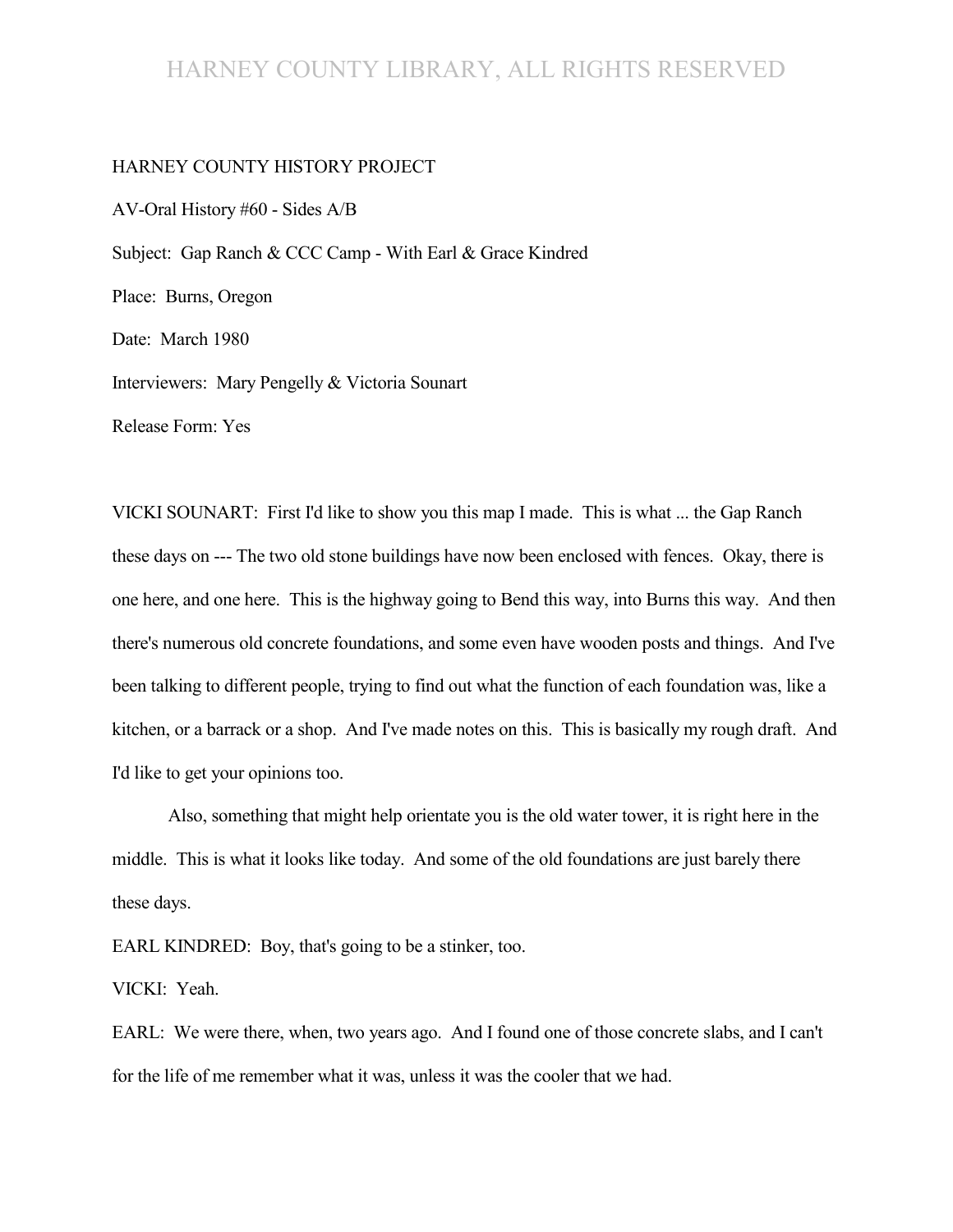HARNEY COUNTY HISTORY PROJECT

AV-Oral History #60 - Sides A/B

Subject: Gap Ranch & CCC Camp - With Earl & Grace Kindred

Place: Burns, Oregon

Date: March 1980

Interviewers: Mary Pengelly & Victoria Sounart

Release Form: Yes

VICKI SOUNART: First I'd like to show you this map I made. This is what ... the Gap Ranch these days on --- The two old stone buildings have now been enclosed with fences. Okay, there is one here, and one here. This is the highway going to Bend this way, into Burns this way. And then there's numerous old concrete foundations, and some even have wooden posts and things. And I've been talking to different people, trying to find out what the function of each foundation was, like a kitchen, or a barrack or a shop. And I've made notes on this. This is basically my rough draft. And I'd like to get your opinions too.

Also, something that might help orientate you is the old water tower, it is right here in the middle. This is what it looks like today. And some of the old foundations are just barely there these days.

EARL KINDRED: Boy, that's going to be a stinker, too.

VICKI: Yeah.

EARL: We were there, when, two years ago. And I found one of those concrete slabs, and I can't for the life of me remember what it was, unless it was the cooler that we had.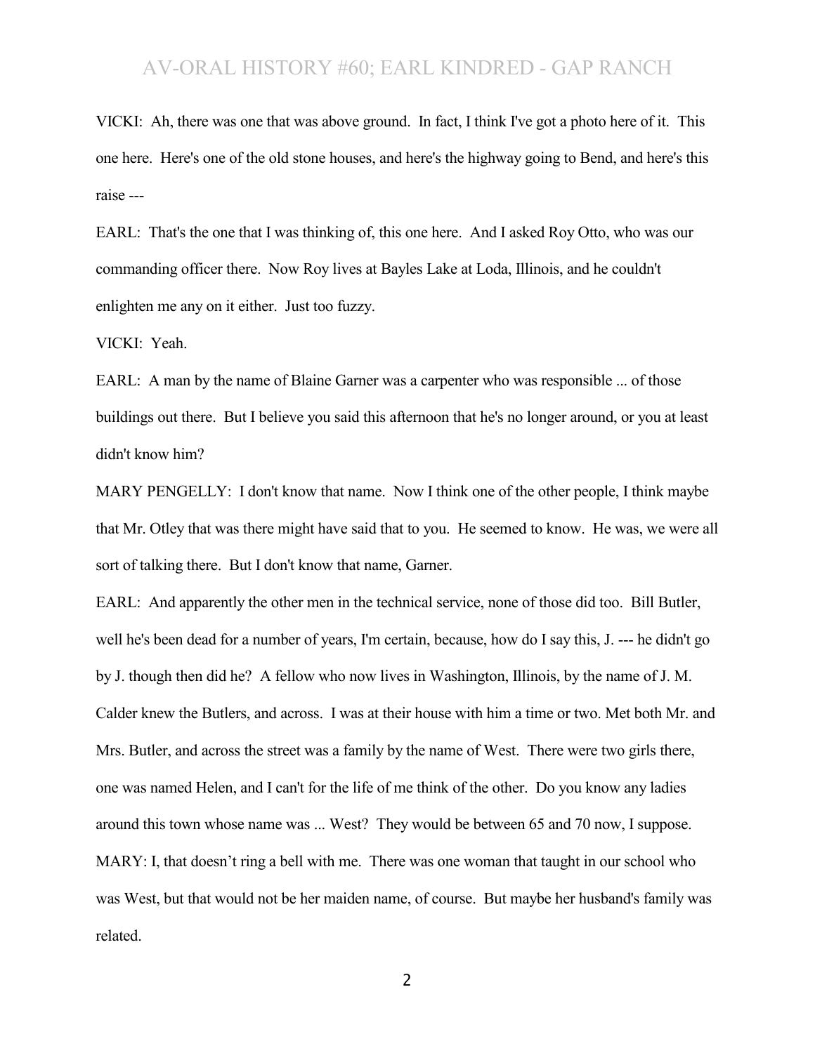VICKI: Ah, there was one that was above ground. In fact, I think I've got a photo here of it. This one here. Here's one of the old stone houses, and here's the highway going to Bend, and here's this raise ---

EARL: That's the one that I was thinking of, this one here. And I asked Roy Otto, who was our commanding officer there. Now Roy lives at Bayles Lake at Loda, Illinois, and he couldn't enlighten me any on it either. Just too fuzzy.

VICKI: Yeah.

EARL: A man by the name of Blaine Garner was a carpenter who was responsible ... of those buildings out there. But I believe you said this afternoon that he's no longer around, or you at least didn't know him?

MARY PENGELLY: I don't know that name. Now I think one of the other people, I think maybe that Mr. Otley that was there might have said that to you. He seemed to know. He was, we were all sort of talking there. But I don't know that name, Garner.

EARL: And apparently the other men in the technical service, none of those did too. Bill Butler, well he's been dead for a number of years, I'm certain, because, how do I say this, J. --- he didn't go by J. though then did he? A fellow who now lives in Washington, Illinois, by the name of J. M. Calder knew the Butlers, and across. I was at their house with him a time or two. Met both Mr. and Mrs. Butler, and across the street was a family by the name of West. There were two girls there, one was named Helen, and I can't for the life of me think of the other. Do you know any ladies around this town whose name was ... West? They would be between 65 and 70 now, I suppose.

MARY: I, that doesn't ring a bell with me. There was one woman that taught in our school who was West, but that would not be her maiden name, of course. But maybe her husband's family was related.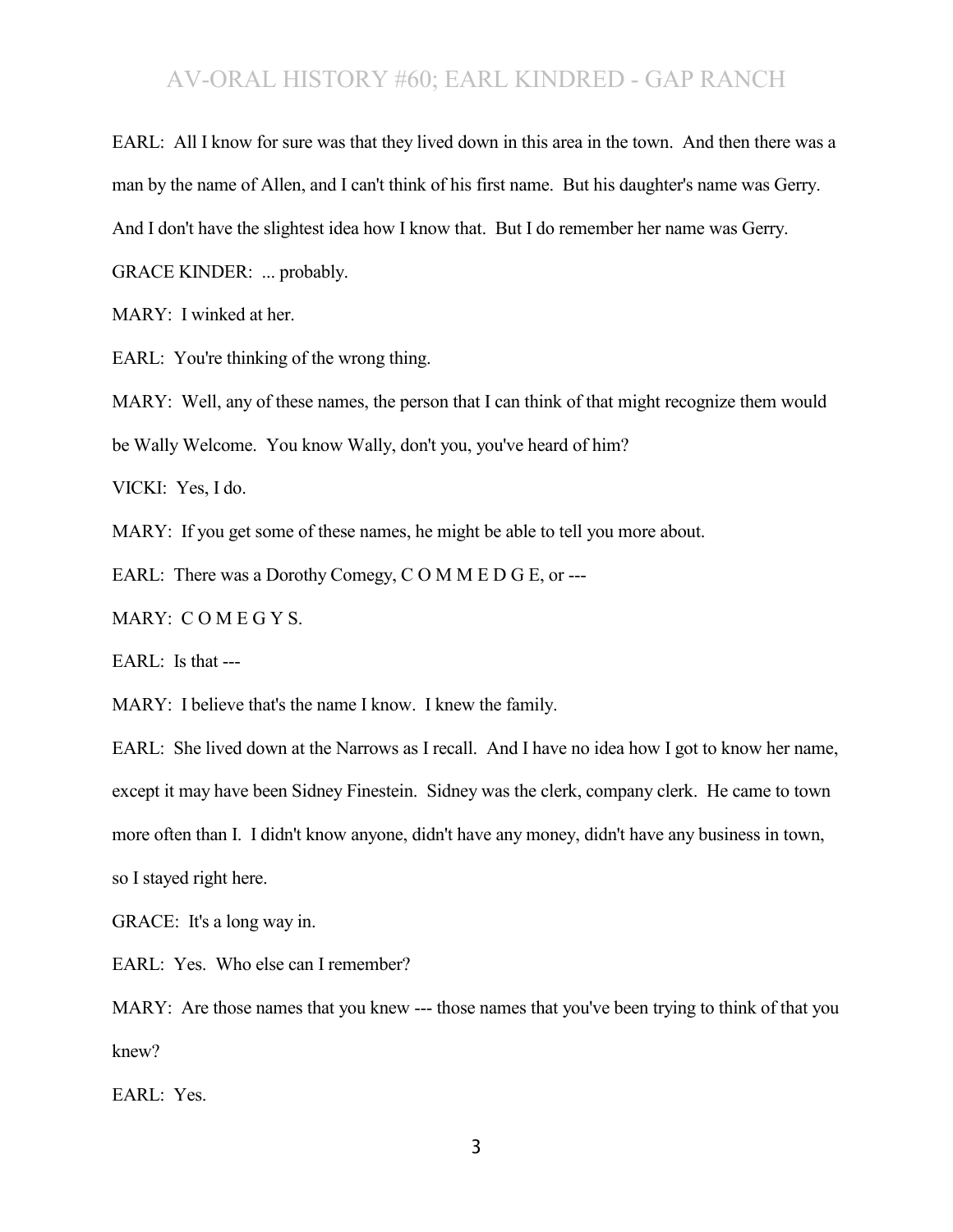EARL: All I know for sure was that they lived down in this area in the town. And then there was a man by the name of Allen, and I can't think of his first name. But his daughter's name was Gerry. And I don't have the slightest idea how I know that. But I do remember her name was Gerry.

GRACE KINDER: ... probably.

MARY: I winked at her.

EARL: You're thinking of the wrong thing.

MARY: Well, any of these names, the person that I can think of that might recognize them would be Wally Welcome. You know Wally, don't you, you've heard of him?

VICKI: Yes, I do.

MARY: If you get some of these names, he might be able to tell you more about.

EARL: There was a Dorothy Comegy, C O M M E D G E, or ---

MARY: C O M E G Y S.

EARL: Is that ---

MARY: I believe that's the name I know. I knew the family.

EARL: She lived down at the Narrows as I recall. And I have no idea how I got to know her name, except it may have been Sidney Finestein. Sidney was the clerk, company clerk. He came to town more often than I. I didn't know anyone, didn't have any money, didn't have any business in town, so I stayed right here.

GRACE: It's a long way in.

EARL: Yes. Who else can I remember?

MARY: Are those names that you knew --- those names that you've been trying to think of that you knew?

EARL: Yes.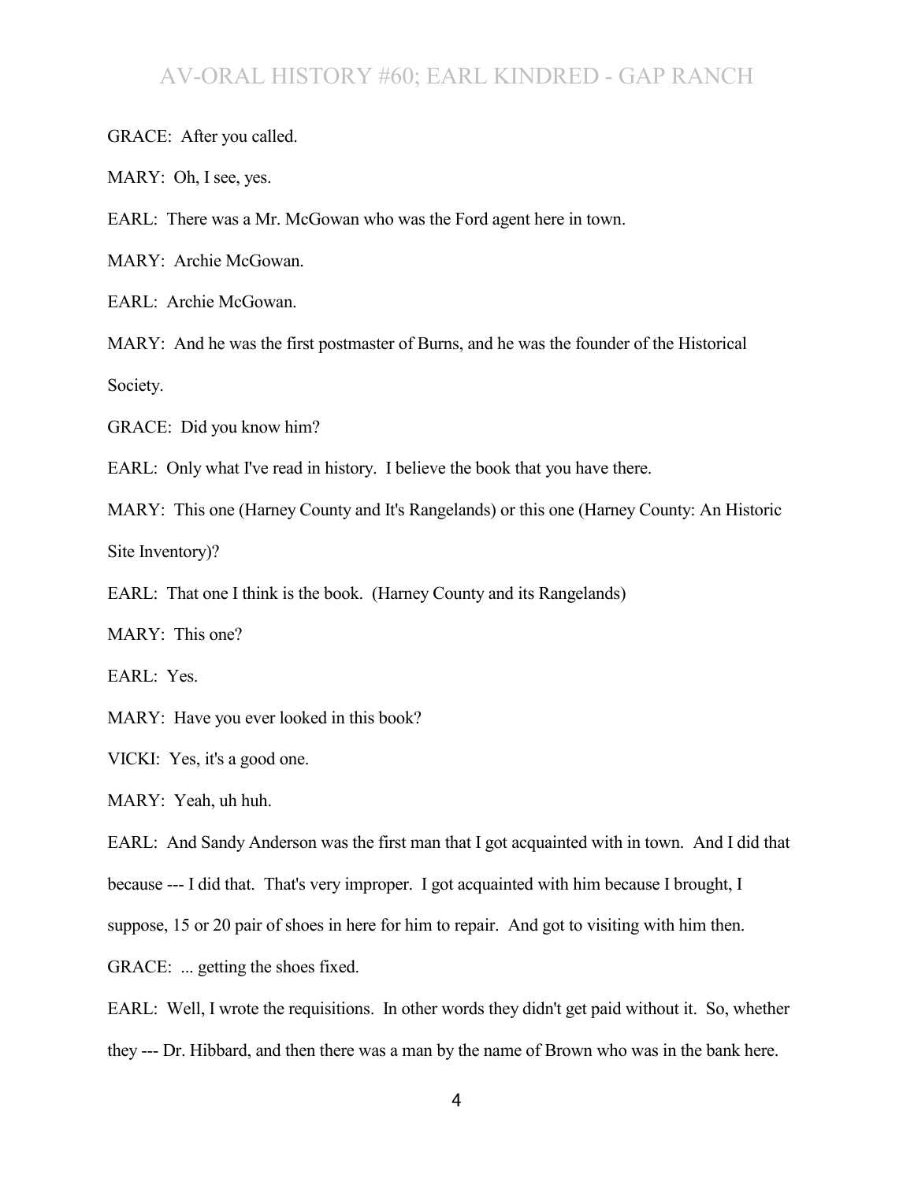GRACE: After you called.

MARY: Oh, I see, yes.

EARL: There was a Mr. McGowan who was the Ford agent here in town.

MARY: Archie McGowan.

EARL: Archie McGowan.

MARY: And he was the first postmaster of Burns, and he was the founder of the Historical Society.

GRACE: Did you know him?

EARL: Only what I've read in history. I believe the book that you have there.

MARY: This one (Harney County and It's Rangelands) or this one (Harney County: An Historic Site Inventory)?

EARL: That one I think is the book. (Harney County and its Rangelands)

MARY: This one?

EARL: Yes.

MARY: Have you ever looked in this book?

VICKI: Yes, it's a good one.

MARY: Yeah, uh huh.

EARL: And Sandy Anderson was the first man that I got acquainted with in town. And I did that because --- I did that. That's very improper. I got acquainted with him because I brought, I suppose, 15 or 20 pair of shoes in here for him to repair. And got to visiting with him then.

GRACE: ... getting the shoes fixed.

EARL: Well, I wrote the requisitions. In other words they didn't get paid without it. So, whether they --- Dr. Hibbard, and then there was a man by the name of Brown who was in the bank here.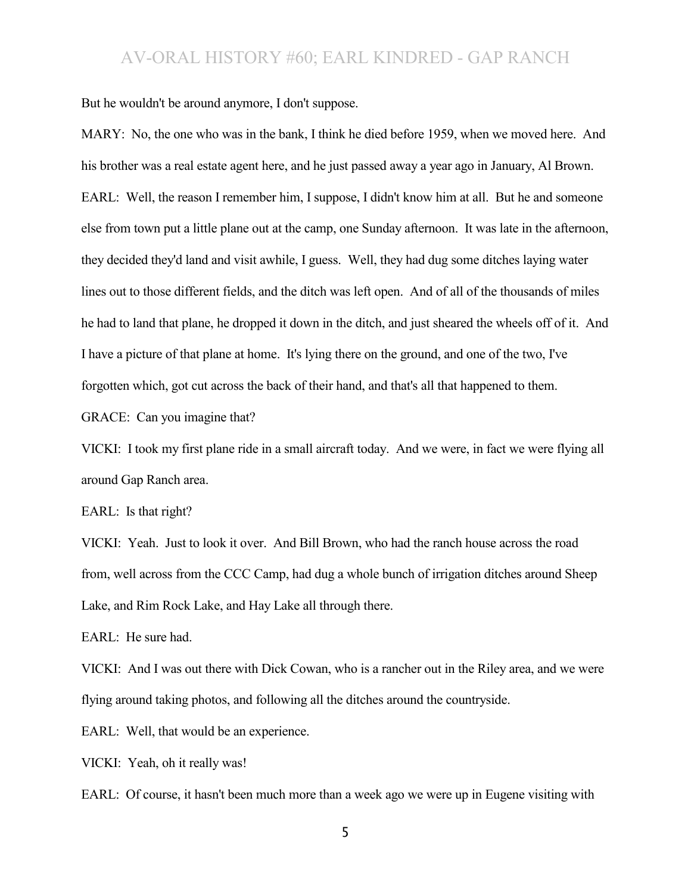But he wouldn't be around anymore, I don't suppose.

MARY: No, the one who was in the bank, I think he died before 1959, when we moved here. And his brother was a real estate agent here, and he just passed away a year ago in January, Al Brown.

EARL: Well, the reason I remember him, I suppose, I didn't know him at all. But he and someone else from town put a little plane out at the camp, one Sunday afternoon. It was late in the afternoon, they decided they'd land and visit awhile, I guess. Well, they had dug some ditches laying water lines out to those different fields, and the ditch was left open. And of all of the thousands of miles he had to land that plane, he dropped it down in the ditch, and just sheared the wheels off of it. And I have a picture of that plane at home. It's lying there on the ground, and one of the two, I've forgotten which, got cut across the back of their hand, and that's all that happened to them.

GRACE: Can you imagine that?

VICKI: I took my first plane ride in a small aircraft today. And we were, in fact we were flying all around Gap Ranch area.

EARL: Is that right?

VICKI: Yeah. Just to look it over. And Bill Brown, who had the ranch house across the road from, well across from the CCC Camp, had dug a whole bunch of irrigation ditches around Sheep Lake, and Rim Rock Lake, and Hay Lake all through there.

EARL: He sure had.

VICKI: And I was out there with Dick Cowan, who is a rancher out in the Riley area, and we were flying around taking photos, and following all the ditches around the countryside.

EARL: Well, that would be an experience.

VICKI: Yeah, oh it really was!

EARL: Of course, it hasn't been much more than a week ago we were up in Eugene visiting with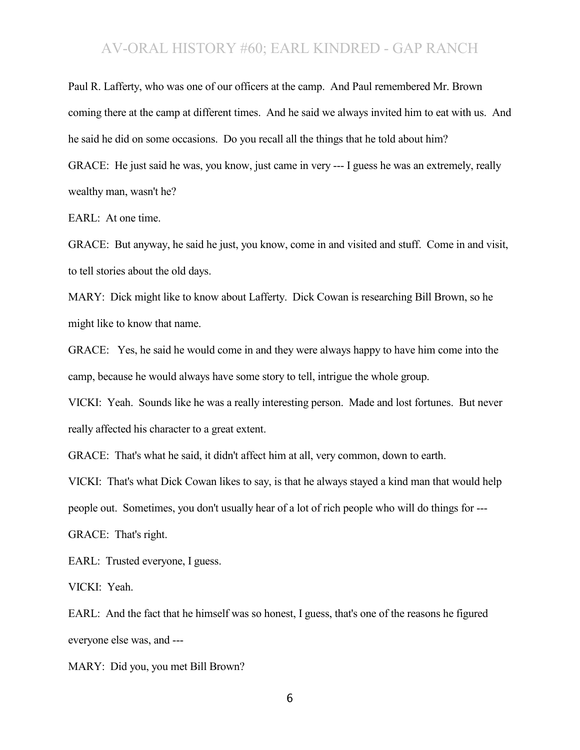Paul R. Lafferty, who was one of our officers at the camp. And Paul remembered Mr. Brown coming there at the camp at different times. And he said we always invited him to eat with us. And he said he did on some occasions. Do you recall all the things that he told about him?

GRACE: He just said he was, you know, just came in very --- I guess he was an extremely, really wealthy man, wasn't he?

EARL: At one time.

GRACE: But anyway, he said he just, you know, come in and visited and stuff. Come in and visit, to tell stories about the old days.

MARY: Dick might like to know about Lafferty. Dick Cowan is researching Bill Brown, so he might like to know that name.

GRACE: Yes, he said he would come in and they were always happy to have him come into the camp, because he would always have some story to tell, intrigue the whole group.

VICKI: Yeah. Sounds like he was a really interesting person. Made and lost fortunes. But never really affected his character to a great extent.

GRACE: That's what he said, it didn't affect him at all, very common, down to earth.

VICKI: That's what Dick Cowan likes to say, is that he always stayed a kind man that would help people out. Sometimes, you don't usually hear of a lot of rich people who will do things for ---

GRACE: That's right.

EARL: Trusted everyone, I guess.

VICKI: Yeah.

EARL: And the fact that he himself was so honest, I guess, that's one of the reasons he figured everyone else was, and ---

MARY: Did you, you met Bill Brown?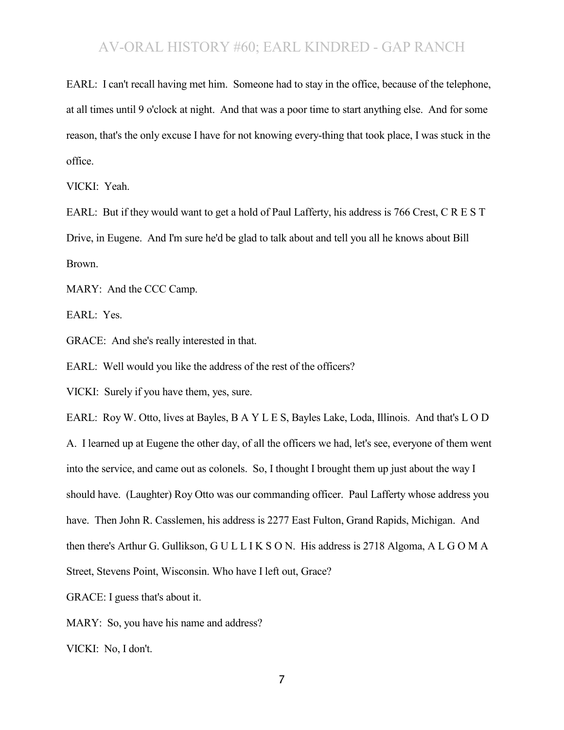EARL: I can't recall having met him. Someone had to stay in the office, because of the telephone, at all times until 9 o'clock at night. And that was a poor time to start anything else. And for some reason, that's the only excuse I have for not knowing every-thing that took place, I was stuck in the office.

VICKI: Yeah.

EARL: But if they would want to get a hold of Paul Lafferty, his address is 766 Crest, C R E S T Drive, in Eugene. And I'm sure he'd be glad to talk about and tell you all he knows about Bill Brown.

MARY: And the CCC Camp.

EARL: Yes.

GRACE: And she's really interested in that.

EARL: Well would you like the address of the rest of the officers?

VICKI: Surely if you have them, yes, sure.

EARL: Roy W. Otto, lives at Bayles, B A Y L E S, Bayles Lake, Loda, Illinois. And that's L O D A. I learned up at Eugene the other day, of all the officers we had, let's see, everyone of them went into the service, and came out as colonels. So, I thought I brought them up just about the way I should have. (Laughter) Roy Otto was our commanding officer. Paul Lafferty whose address you have. Then John R. Casslemen, his address is 2277 East Fulton, Grand Rapids, Michigan. And then there's Arthur G. Gullikson, G U L L I K S O N. His address is 2718 Algoma, A L G O M A Street, Stevens Point, Wisconsin. Who have I left out, Grace?

GRACE: I guess that's about it.

MARY: So, you have his name and address?

VICKI: No, I don't.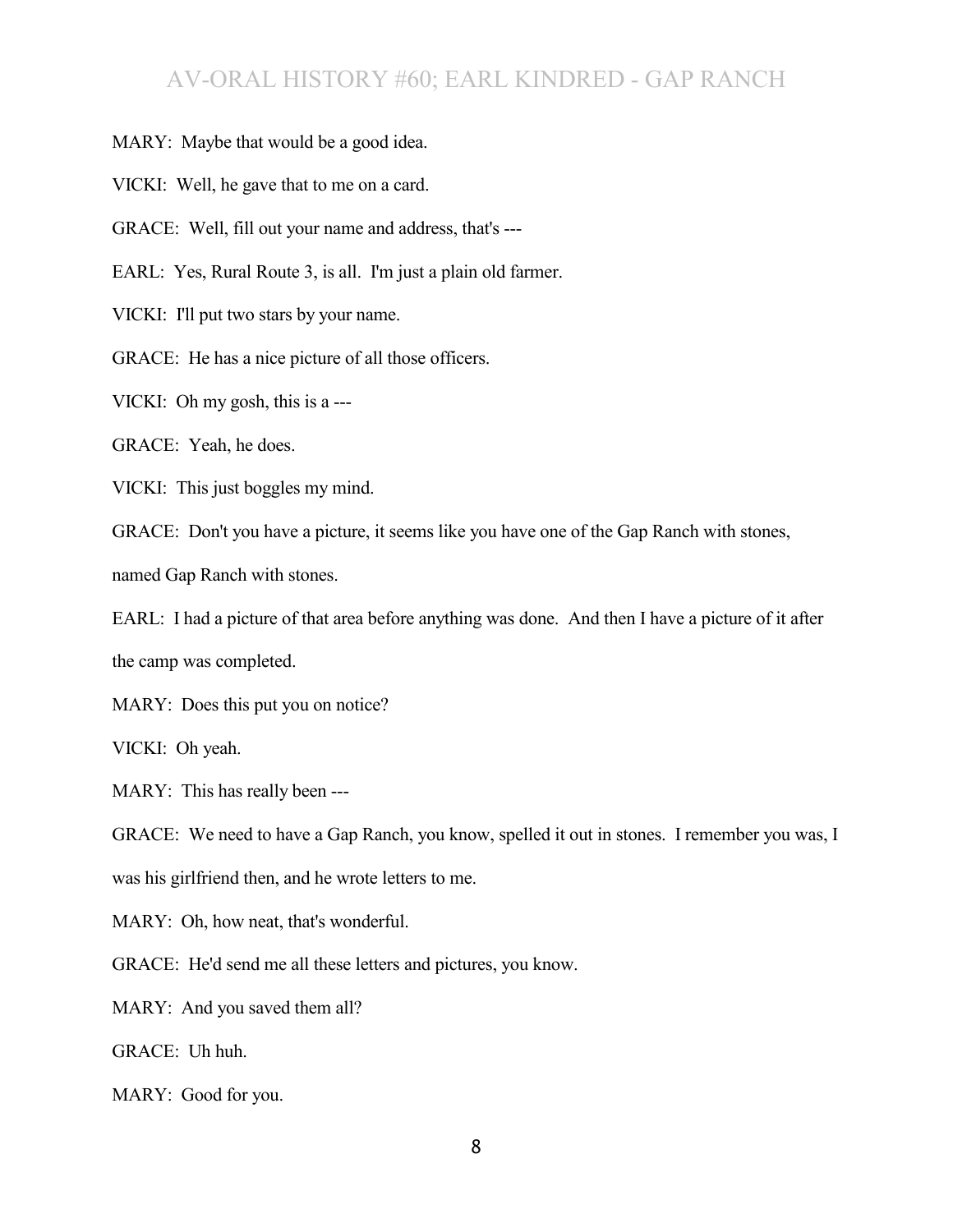MARY: Maybe that would be a good idea.

VICKI: Well, he gave that to me on a card.

GRACE: Well, fill out your name and address, that's ---

EARL: Yes, Rural Route 3, is all. I'm just a plain old farmer.

VICKI: I'll put two stars by your name.

GRACE: He has a nice picture of all those officers.

VICKI: Oh my gosh, this is a ---

GRACE: Yeah, he does.

VICKI: This just boggles my mind.

GRACE: Don't you have a picture, it seems like you have one of the Gap Ranch with stones, named Gap Ranch with stones.

EARL: I had a picture of that area before anything was done. And then I have a picture of it after the camp was completed.

MARY: Does this put you on notice?

VICKI: Oh yeah.

MARY: This has really been ---

GRACE: We need to have a Gap Ranch, you know, spelled it out in stones. I remember you was, I was his girlfriend then, and he wrote letters to me.

MARY: Oh, how neat, that's wonderful.

GRACE: He'd send me all these letters and pictures, you know.

MARY: And you saved them all?

GRACE: Uh huh.

MARY: Good for you.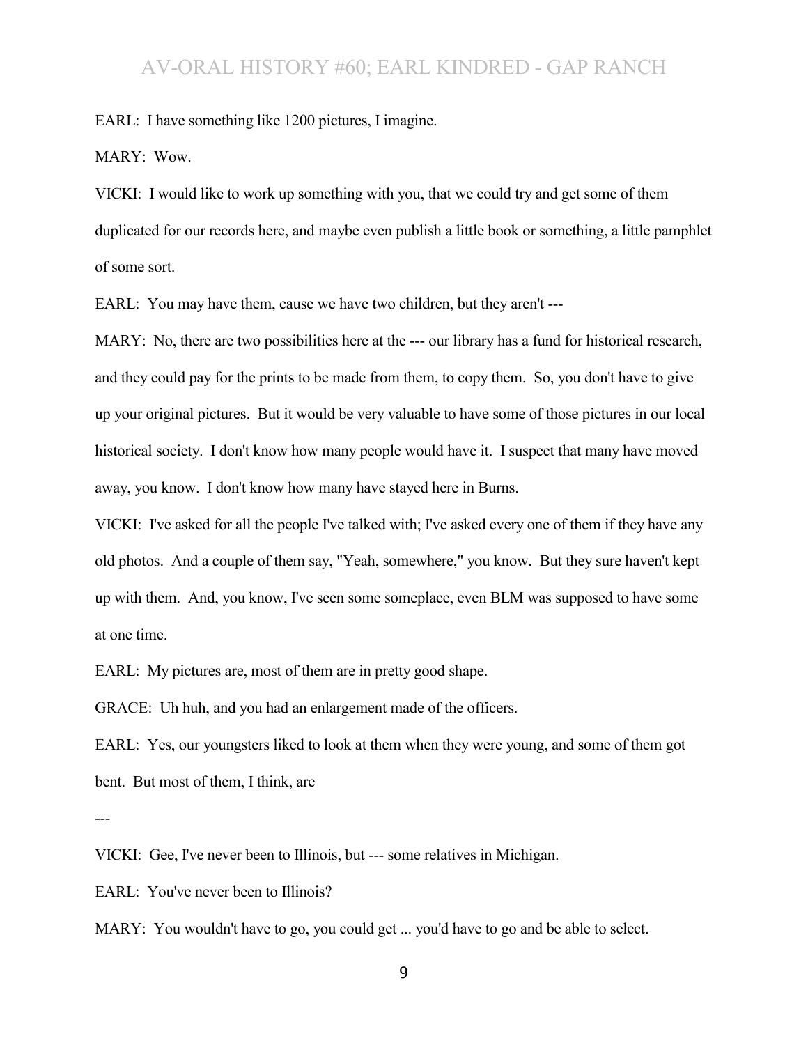EARL: I have something like 1200 pictures, I imagine.

MARY: Wow.

VICKI: I would like to work up something with you, that we could try and get some of them duplicated for our records here, and maybe even publish a little book or something, a little pamphlet of some sort.

EARL: You may have them, cause we have two children, but they aren't ---

MARY: No, there are two possibilities here at the --- our library has a fund for historical research, and they could pay for the prints to be made from them, to copy them. So, you don't have to give up your original pictures. But it would be very valuable to have some of those pictures in our local historical society. I don't know how many people would have it. I suspect that many have moved away, you know. I don't know how many have stayed here in Burns.

VICKI: I've asked for all the people I've talked with; I've asked every one of them if they have any old photos. And a couple of them say, "Yeah, somewhere," you know. But they sure haven't kept up with them. And, you know, I've seen some someplace, even BLM was supposed to have some at one time.

EARL: My pictures are, most of them are in pretty good shape.

GRACE: Uh huh, and you had an enlargement made of the officers.

EARL: Yes, our youngsters liked to look at them when they were young, and some of them got bent. But most of them, I think, are

---

VICKI: Gee, I've never been to Illinois, but --- some relatives in Michigan.

EARL: You've never been to Illinois?

MARY: You wouldn't have to go, you could get ... you'd have to go and be able to select.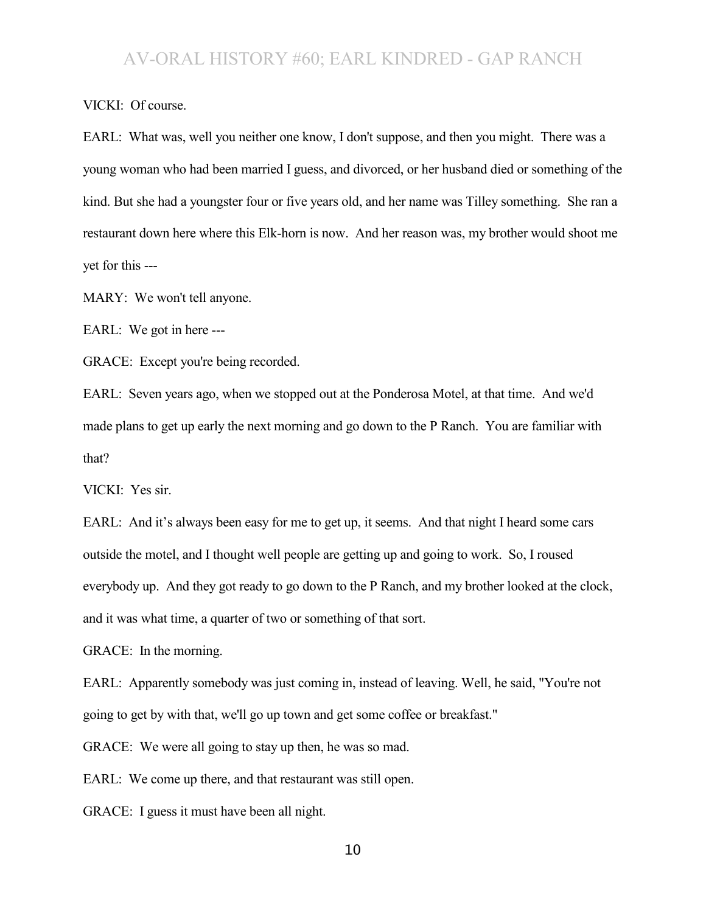VICKI: Of course.

EARL: What was, well you neither one know, I don't suppose, and then you might. There was a young woman who had been married I guess, and divorced, or her husband died or something of the kind. But she had a youngster four or five years old, and her name was Tilley something. She ran a restaurant down here where this Elk-horn is now. And her reason was, my brother would shoot me yet for this ---

MARY: We won't tell anyone.

EARL: We got in here ---

GRACE: Except you're being recorded.

EARL: Seven years ago, when we stopped out at the Ponderosa Motel, at that time. And we'd made plans to get up early the next morning and go down to the P Ranch. You are familiar with that?

VICKI: Yes sir.

EARL: And it's always been easy for me to get up, it seems. And that night I heard some cars outside the motel, and I thought well people are getting up and going to work. So, I roused everybody up. And they got ready to go down to the P Ranch, and my brother looked at the clock, and it was what time, a quarter of two or something of that sort.

GRACE: In the morning.

EARL: Apparently somebody was just coming in, instead of leaving. Well, he said, "You're not going to get by with that, we'll go up town and get some coffee or breakfast."

GRACE: We were all going to stay up then, he was so mad.

EARL: We come up there, and that restaurant was still open.

GRACE: I guess it must have been all night.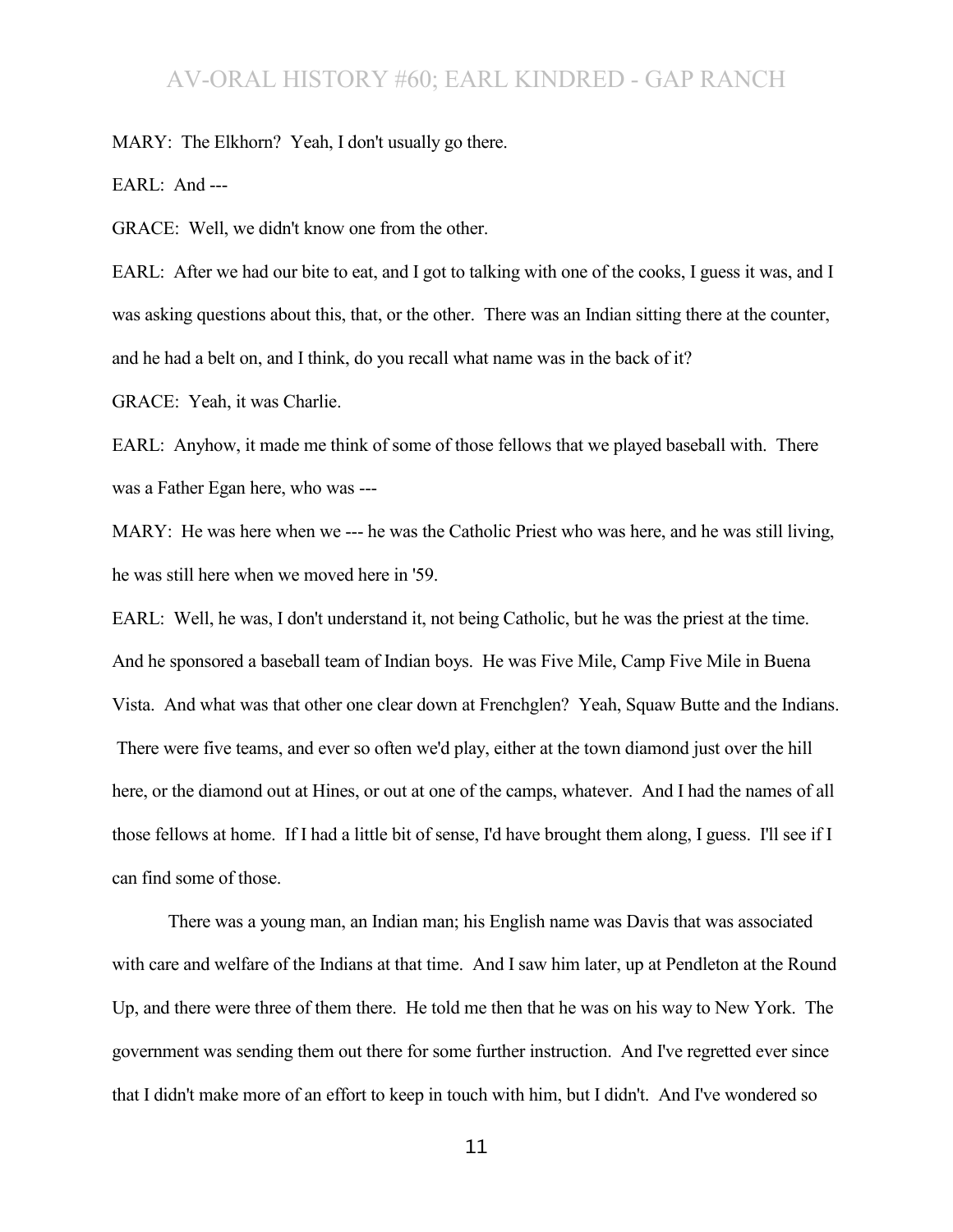MARY: The Elkhorn? Yeah, I don't usually go there.

EARL: And ---

GRACE: Well, we didn't know one from the other.

EARL: After we had our bite to eat, and I got to talking with one of the cooks, I guess it was, and I was asking questions about this, that, or the other. There was an Indian sitting there at the counter, and he had a belt on, and I think, do you recall what name was in the back of it?

GRACE: Yeah, it was Charlie.

EARL: Anyhow, it made me think of some of those fellows that we played baseball with. There was a Father Egan here, who was ---

MARY: He was here when we --- he was the Catholic Priest who was here, and he was still living, he was still here when we moved here in '59.

EARL: Well, he was, I don't understand it, not being Catholic, but he was the priest at the time. And he sponsored a baseball team of Indian boys. He was Five Mile, Camp Five Mile in Buena Vista. And what was that other one clear down at Frenchglen? Yeah, Squaw Butte and the Indians. There were five teams, and ever so often we'd play, either at the town diamond just over the hill here, or the diamond out at Hines, or out at one of the camps, whatever. And I had the names of all those fellows at home. If I had a little bit of sense, I'd have brought them along, I guess. I'll see if I can find some of those.

There was a young man, an Indian man; his English name was Davis that was associated with care and welfare of the Indians at that time. And I saw him later, up at Pendleton at the Round Up, and there were three of them there. He told me then that he was on his way to New York. The government was sending them out there for some further instruction. And I've regretted ever since that I didn't make more of an effort to keep in touch with him, but I didn't. And I've wondered so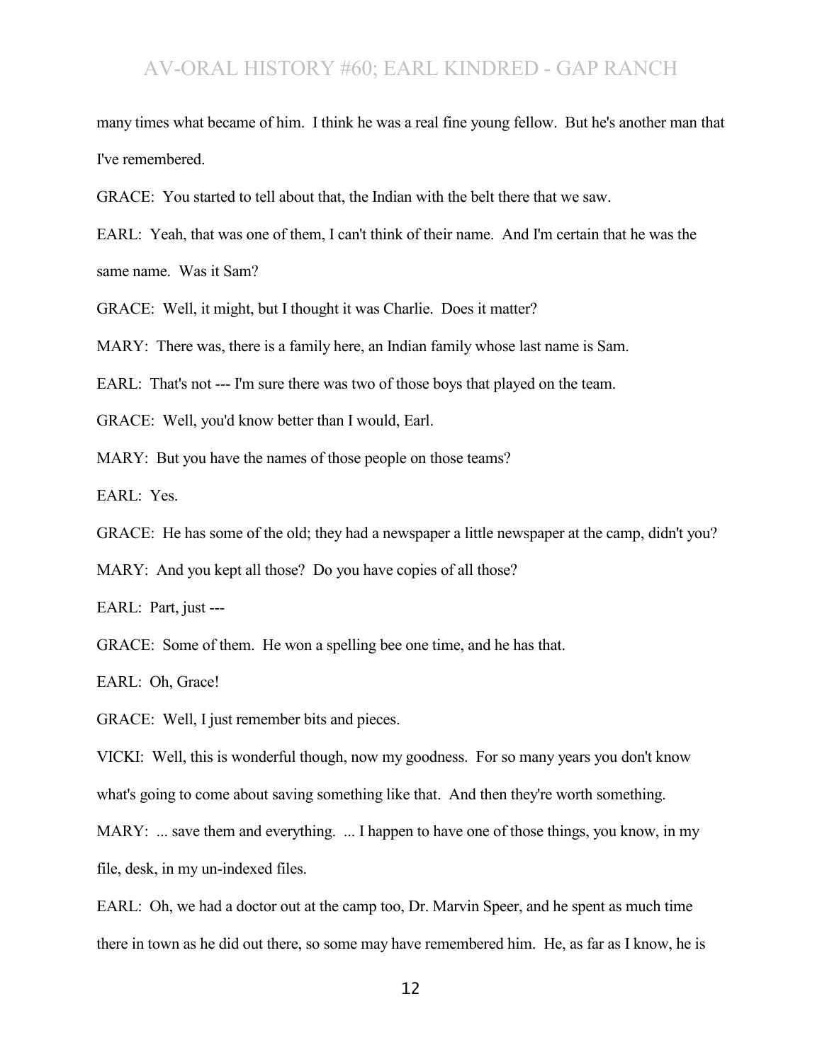many times what became of him. I think he was a real fine young fellow. But he's another man that I've remembered.

GRACE: You started to tell about that, the Indian with the belt there that we saw.

EARL: Yeah, that was one of them, I can't think of their name. And I'm certain that he was the same name. Was it Sam?

GRACE: Well, it might, but I thought it was Charlie. Does it matter?

MARY: There was, there is a family here, an Indian family whose last name is Sam.

EARL: That's not --- I'm sure there was two of those boys that played on the team.

GRACE: Well, you'd know better than I would, Earl.

MARY: But you have the names of those people on those teams?

EARL: Yes.

GRACE: He has some of the old; they had a newspaper a little newspaper at the camp, didn't you?

MARY: And you kept all those? Do you have copies of all those?

EARL: Part, just ---

GRACE: Some of them. He won a spelling bee one time, and he has that.

EARL: Oh, Grace!

GRACE: Well, I just remember bits and pieces.

VICKI: Well, this is wonderful though, now my goodness. For so many years you don't know what's going to come about saving something like that. And then they're worth something.

MARY: ... save them and everything. ... I happen to have one of those things, you know, in my file, desk, in my un-indexed files.

EARL: Oh, we had a doctor out at the camp too, Dr. Marvin Speer, and he spent as much time there in town as he did out there, so some may have remembered him. He, as far as I know, he is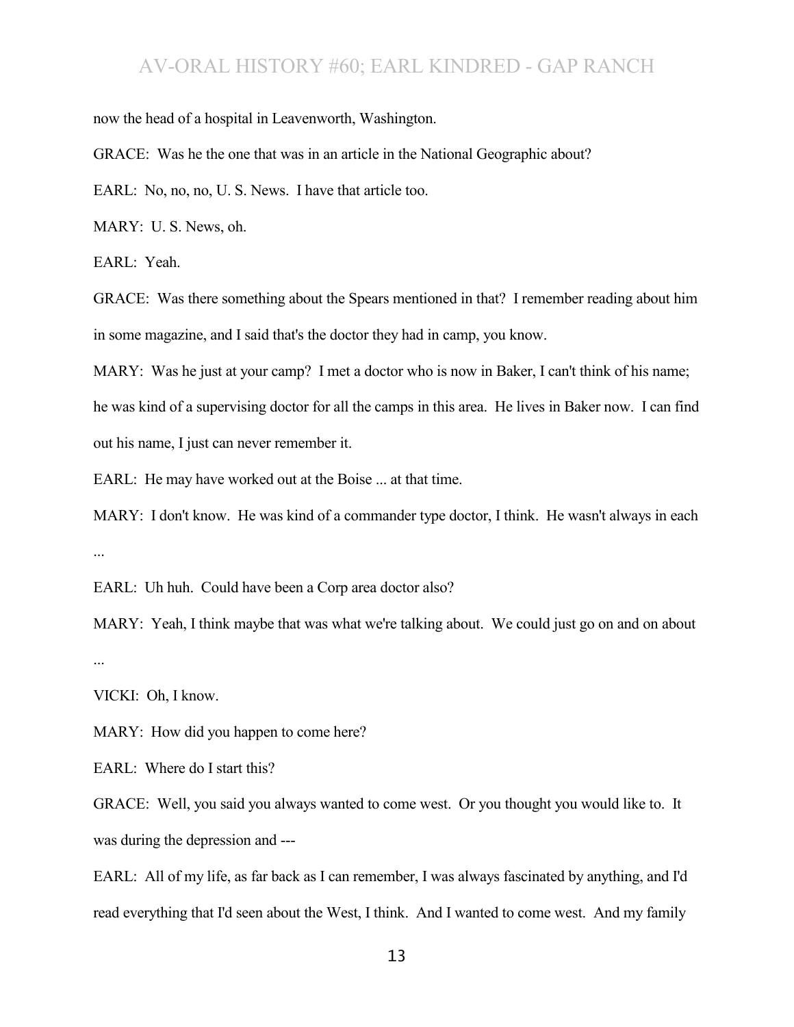now the head of a hospital in Leavenworth, Washington.

GRACE: Was he the one that was in an article in the National Geographic about?

EARL: No, no, no, U. S. News. I have that article too.

MARY: U. S. News, oh.

EARL: Yeah.

GRACE: Was there something about the Spears mentioned in that? I remember reading about him in some magazine, and I said that's the doctor they had in camp, you know.

MARY: Was he just at your camp? I met a doctor who is now in Baker, I can't think of his name; he was kind of a supervising doctor for all the camps in this area. He lives in Baker now. I can find out his name, I just can never remember it.

EARL: He may have worked out at the Boise ... at that time.

MARY: I don't know. He was kind of a commander type doctor, I think. He wasn't always in each ...

EARL: Uh huh. Could have been a Corp area doctor also?

MARY: Yeah, I think maybe that was what we're talking about. We could just go on and on about ...

VICKI: Oh, I know.

MARY: How did you happen to come here?

EARL: Where do I start this?

GRACE: Well, you said you always wanted to come west. Or you thought you would like to. It was during the depression and ---

EARL: All of my life, as far back as I can remember, I was always fascinated by anything, and I'd read everything that I'd seen about the West, I think. And I wanted to come west. And my family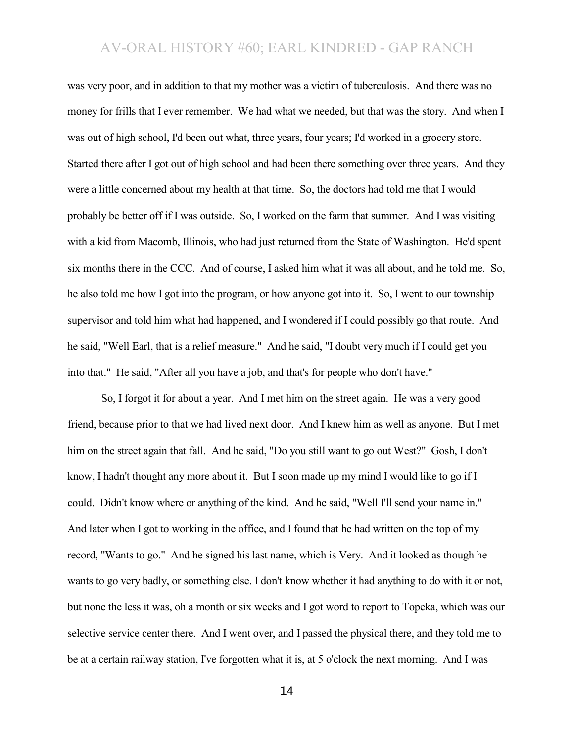was very poor, and in addition to that my mother was a victim of tuberculosis. And there was no money for frills that I ever remember. We had what we needed, but that was the story. And when I was out of high school, I'd been out what, three years, four years; I'd worked in a grocery store. Started there after I got out of high school and had been there something over three years. And they were a little concerned about my health at that time. So, the doctors had told me that I would probably be better off if I was outside. So, I worked on the farm that summer. And I was visiting with a kid from Macomb, Illinois, who had just returned from the State of Washington. He'd spent six months there in the CCC. And of course, I asked him what it was all about, and he told me. So, he also told me how I got into the program, or how anyone got into it. So, I went to our township supervisor and told him what had happened, and I wondered if I could possibly go that route. And he said, "Well Earl, that is a relief measure." And he said, "I doubt very much if I could get you into that." He said, "After all you have a job, and that's for people who don't have."

So, I forgot it for about a year. And I met him on the street again. He was a very good friend, because prior to that we had lived next door. And I knew him as well as anyone. But I met him on the street again that fall. And he said, "Do you still want to go out West?" Gosh, I don't know, I hadn't thought any more about it. But I soon made up my mind I would like to go if I could. Didn't know where or anything of the kind. And he said, "Well I'll send your name in." And later when I got to working in the office, and I found that he had written on the top of my record, "Wants to go." And he signed his last name, which is Very. And it looked as though he wants to go very badly, or something else. I don't know whether it had anything to do with it or not, but none the less it was, oh a month or six weeks and I got word to report to Topeka, which was our selective service center there. And I went over, and I passed the physical there, and they told me to be at a certain railway station, I've forgotten what it is, at 5 o'clock the next morning. And I was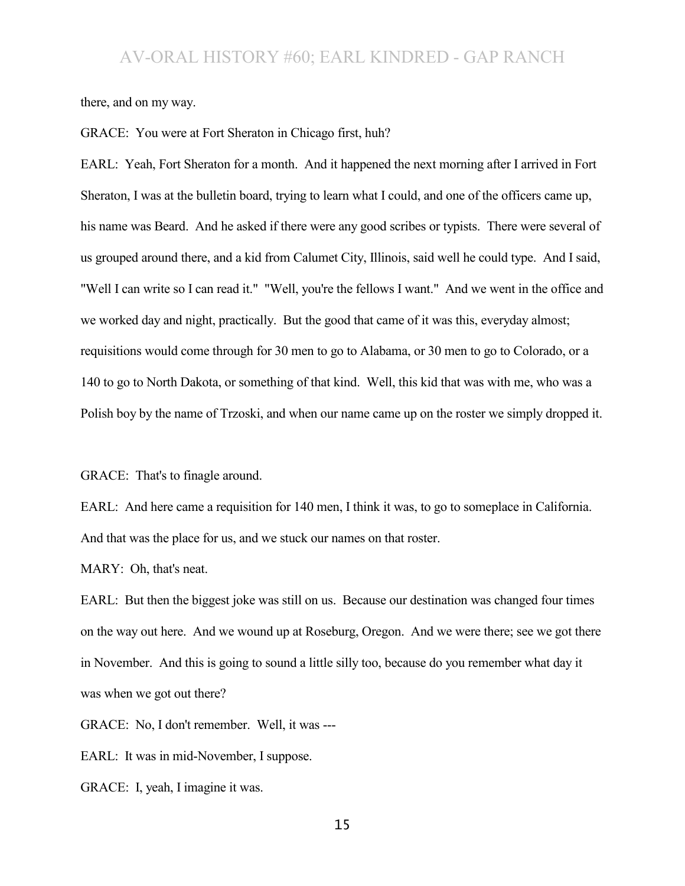there, and on my way.

GRACE: You were at Fort Sheraton in Chicago first, huh?

EARL: Yeah, Fort Sheraton for a month. And it happened the next morning after I arrived in Fort Sheraton, I was at the bulletin board, trying to learn what I could, and one of the officers came up, his name was Beard. And he asked if there were any good scribes or typists. There were several of us grouped around there, and a kid from Calumet City, Illinois, said well he could type. And I said, "Well I can write so I can read it." "Well, you're the fellows I want." And we went in the office and we worked day and night, practically. But the good that came of it was this, everyday almost; requisitions would come through for 30 men to go to Alabama, or 30 men to go to Colorado, or a 140 to go to North Dakota, or something of that kind. Well, this kid that was with me, who was a Polish boy by the name of Trzoski, and when our name came up on the roster we simply dropped it.

GRACE: That's to finagle around.

EARL: And here came a requisition for 140 men, I think it was, to go to someplace in California. And that was the place for us, and we stuck our names on that roster.

MARY: Oh, that's neat.

EARL: But then the biggest joke was still on us. Because our destination was changed four times on the way out here. And we wound up at Roseburg, Oregon. And we were there; see we got there in November. And this is going to sound a little silly too, because do you remember what day it was when we got out there?

GRACE: No, I don't remember. Well, it was ---

EARL: It was in mid-November, I suppose.

GRACE: I, yeah, I imagine it was.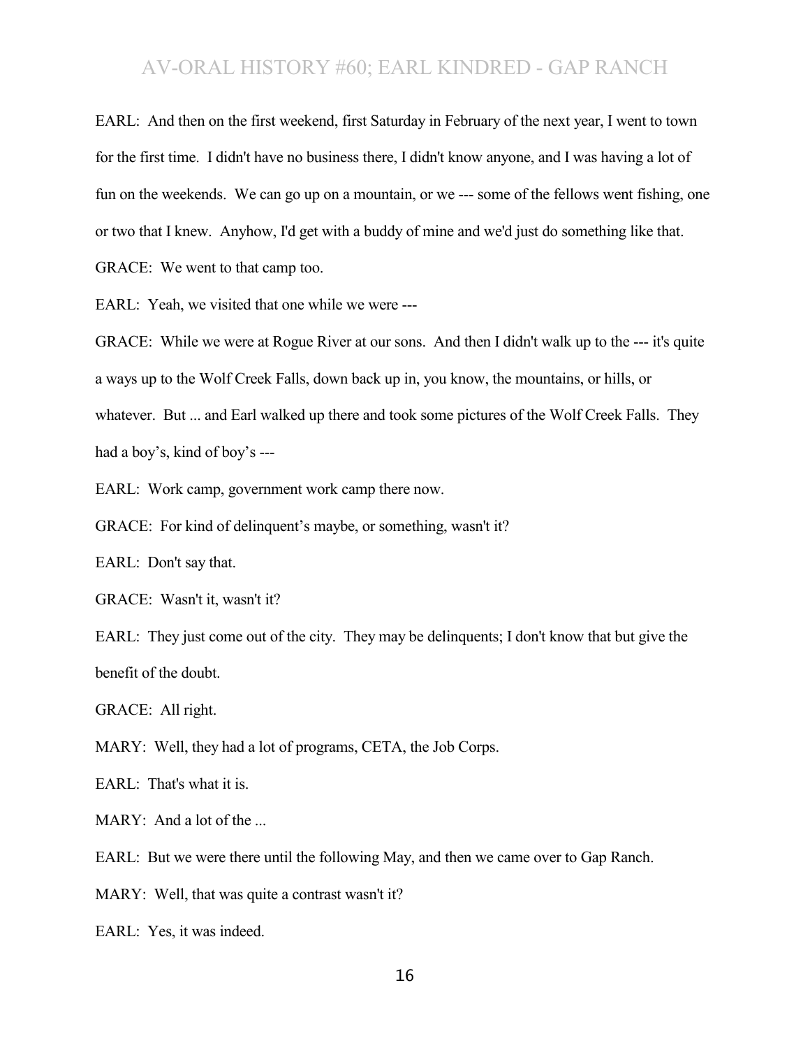EARL: And then on the first weekend, first Saturday in February of the next year, I went to town for the first time. I didn't have no business there, I didn't know anyone, and I was having a lot of fun on the weekends. We can go up on a mountain, or we --- some of the fellows went fishing, one or two that I knew. Anyhow, I'd get with a buddy of mine and we'd just do something like that.

GRACE: We went to that camp too.

EARL: Yeah, we visited that one while we were ---

GRACE: While we were at Rogue River at our sons. And then I didn't walk up to the --- it's quite a ways up to the Wolf Creek Falls, down back up in, you know, the mountains, or hills, or whatever. But ... and Earl walked up there and took some pictures of the Wolf Creek Falls. They had a boy's, kind of boy's ---

EARL: Work camp, government work camp there now.

GRACE: For kind of delinquent's maybe, or something, wasn't it?

EARL: Don't say that.

GRACE: Wasn't it, wasn't it?

EARL: They just come out of the city. They may be delinquents; I don't know that but give the benefit of the doubt.

GRACE: All right.

MARY: Well, they had a lot of programs, CETA, the Job Corps.

EARL: That's what it is.

MARY: And a lot of the ...

EARL: But we were there until the following May, and then we came over to Gap Ranch.

MARY: Well, that was quite a contrast wasn't it?

EARL: Yes, it was indeed.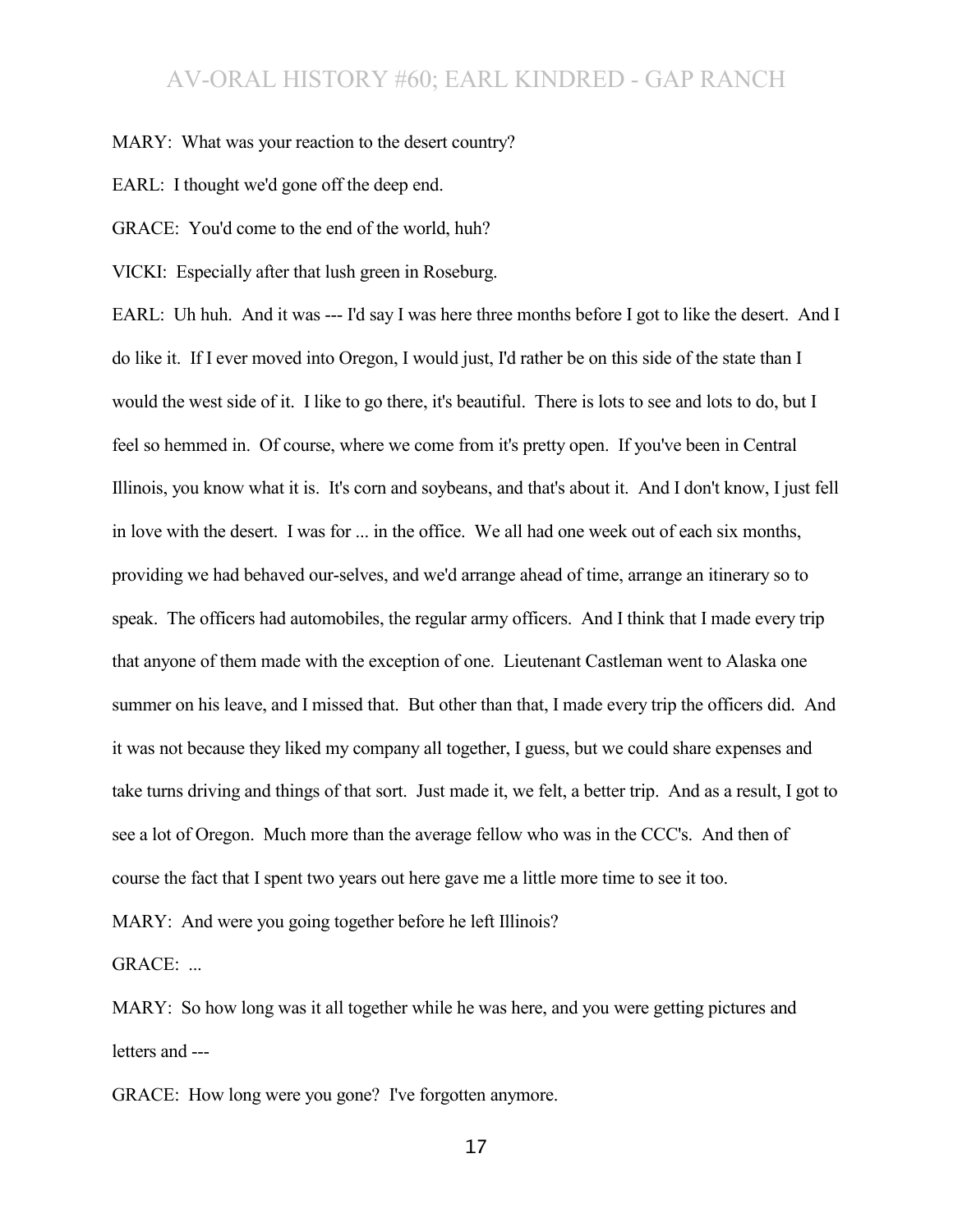MARY: What was your reaction to the desert country?

EARL: I thought we'd gone off the deep end.

GRACE: You'd come to the end of the world, huh?

VICKI: Especially after that lush green in Roseburg.

EARL: Uh huh. And it was --- I'd say I was here three months before I got to like the desert. And I do like it. If I ever moved into Oregon, I would just, I'd rather be on this side of the state than I would the west side of it. I like to go there, it's beautiful. There is lots to see and lots to do, but I feel so hemmed in. Of course, where we come from it's pretty open. If you've been in Central Illinois, you know what it is. It's corn and soybeans, and that's about it. And I don't know, I just fell in love with the desert. I was for ... in the office. We all had one week out of each six months, providing we had behaved our-selves, and we'd arrange ahead of time, arrange an itinerary so to speak. The officers had automobiles, the regular army officers. And I think that I made every trip that anyone of them made with the exception of one. Lieutenant Castleman went to Alaska one summer on his leave, and I missed that. But other than that, I made every trip the officers did. And it was not because they liked my company all together, I guess, but we could share expenses and take turns driving and things of that sort. Just made it, we felt, a better trip. And as a result, I got to see a lot of Oregon. Much more than the average fellow who was in the CCC's. And then of course the fact that I spent two years out here gave me a little more time to see it too.

MARY: And were you going together before he left Illinois?

GRACE: ...

MARY: So how long was it all together while he was here, and you were getting pictures and letters and ---

GRACE: How long were you gone? I've forgotten anymore.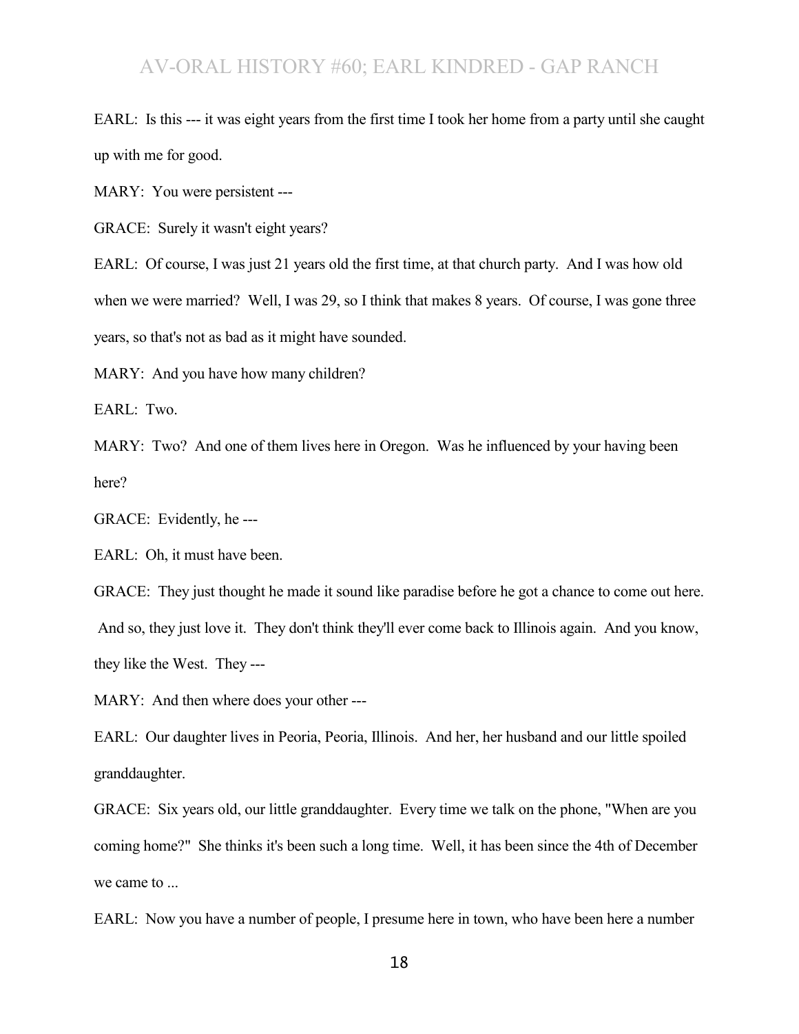EARL: Is this --- it was eight years from the first time I took her home from a party until she caught up with me for good.

MARY: You were persistent ---

GRACE: Surely it wasn't eight years?

EARL: Of course, I was just 21 years old the first time, at that church party. And I was how old when we were married? Well, I was 29, so I think that makes 8 years. Of course, I was gone three years, so that's not as bad as it might have sounded.

MARY: And you have how many children?

EARL: Two.

MARY: Two? And one of them lives here in Oregon. Was he influenced by your having been here?

GRACE: Evidently, he ---

EARL: Oh, it must have been.

GRACE: They just thought he made it sound like paradise before he got a chance to come out here. And so, they just love it. They don't think they'll ever come back to Illinois again. And you know, they like the West. They ---

MARY: And then where does your other ---

EARL: Our daughter lives in Peoria, Peoria, Illinois. And her, her husband and our little spoiled granddaughter.

GRACE: Six years old, our little granddaughter. Every time we talk on the phone, "When are you coming home?" She thinks it's been such a long time. Well, it has been since the 4th of December we came to ...

EARL: Now you have a number of people, I presume here in town, who have been here a number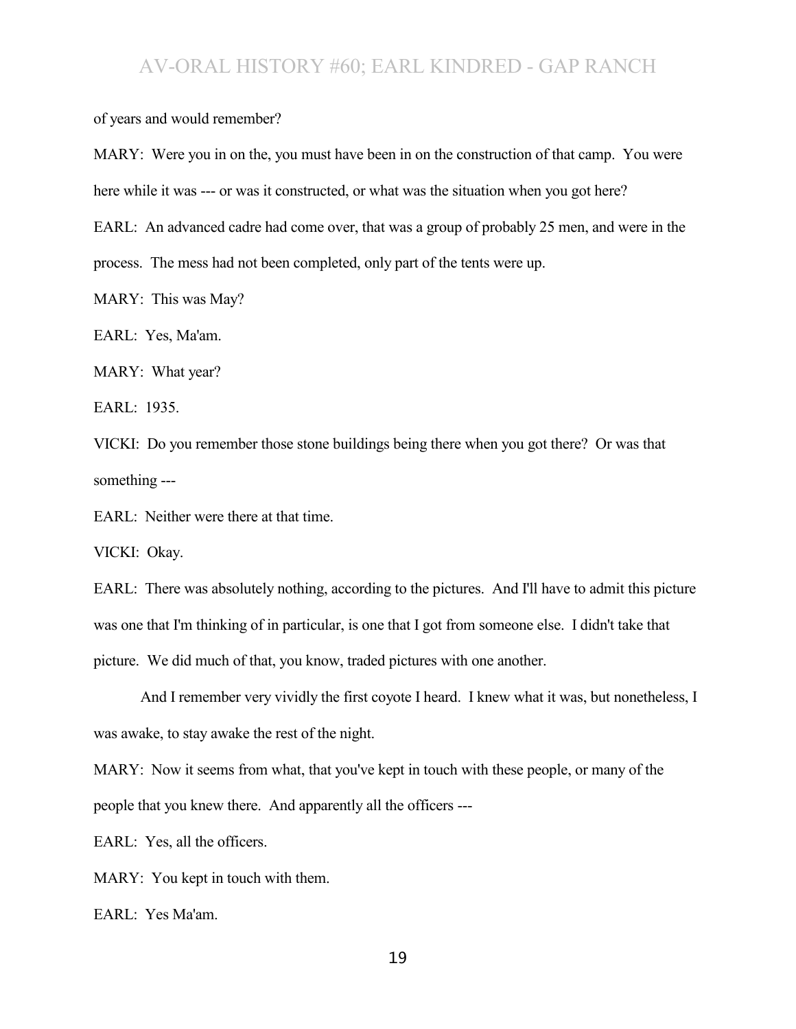of years and would remember?

MARY: Were you in on the, you must have been in on the construction of that camp. You were here while it was --- or was it constructed, or what was the situation when you got here?

EARL: An advanced cadre had come over, that was a group of probably 25 men, and were in the process. The mess had not been completed, only part of the tents were up.

MARY: This was May?

EARL: Yes, Ma'am.

MARY: What year?

EARL: 1935.

VICKI: Do you remember those stone buildings being there when you got there? Or was that something ---

EARL: Neither were there at that time.

VICKI: Okay.

EARL: There was absolutely nothing, according to the pictures. And I'll have to admit this picture was one that I'm thinking of in particular, is one that I got from someone else. I didn't take that picture. We did much of that, you know, traded pictures with one another.

And I remember very vividly the first coyote I heard. I knew what it was, but nonetheless, I was awake, to stay awake the rest of the night.

MARY: Now it seems from what, that you've kept in touch with these people, or many of the people that you knew there. And apparently all the officers ---

EARL: Yes, all the officers.

MARY: You kept in touch with them.

EARL: Yes Ma'am.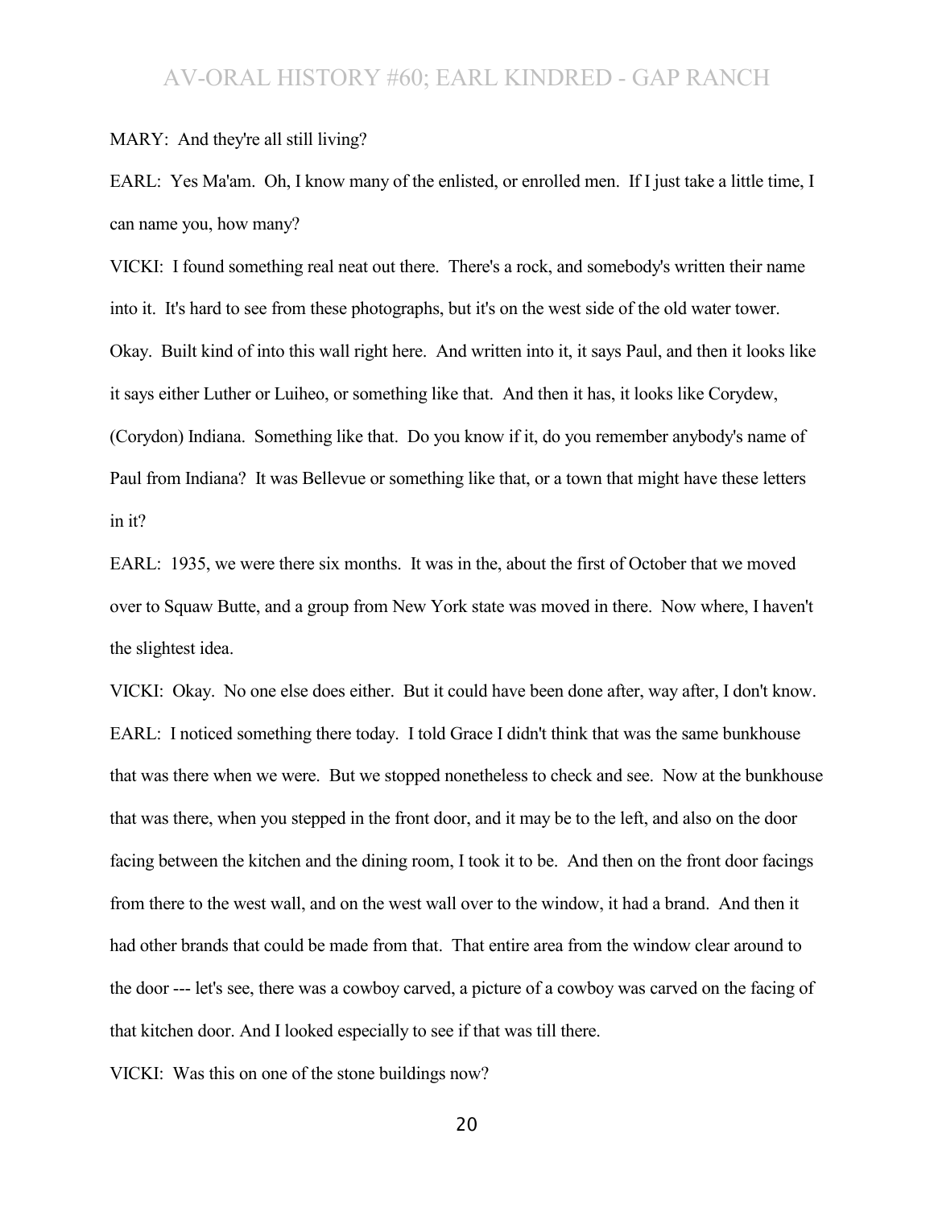MARY: And they're all still living?

EARL: Yes Ma'am. Oh, I know many of the enlisted, or enrolled men. If I just take a little time, I can name you, how many?

VICKI: I found something real neat out there. There's a rock, and somebody's written their name into it. It's hard to see from these photographs, but it's on the west side of the old water tower. Okay. Built kind of into this wall right here. And written into it, it says Paul, and then it looks like it says either Luther or Luiheo, or something like that. And then it has, it looks like Corydew, (Corydon) Indiana. Something like that. Do you know if it, do you remember anybody's name of Paul from Indiana? It was Bellevue or something like that, or a town that might have these letters in it?

EARL: 1935, we were there six months. It was in the, about the first of October that we moved over to Squaw Butte, and a group from New York state was moved in there. Now where, I haven't the slightest idea.

VICKI: Okay. No one else does either. But it could have been done after, way after, I don't know.

EARL: I noticed something there today. I told Grace I didn't think that was the same bunkhouse that was there when we were. But we stopped nonetheless to check and see. Now at the bunkhouse that was there, when you stepped in the front door, and it may be to the left, and also on the door facing between the kitchen and the dining room, I took it to be. And then on the front door facings from there to the west wall, and on the west wall over to the window, it had a brand. And then it had other brands that could be made from that. That entire area from the window clear around to the door --- let's see, there was a cowboy carved, a picture of a cowboy was carved on the facing of that kitchen door. And I looked especially to see if that was till there.

VICKI: Was this on one of the stone buildings now?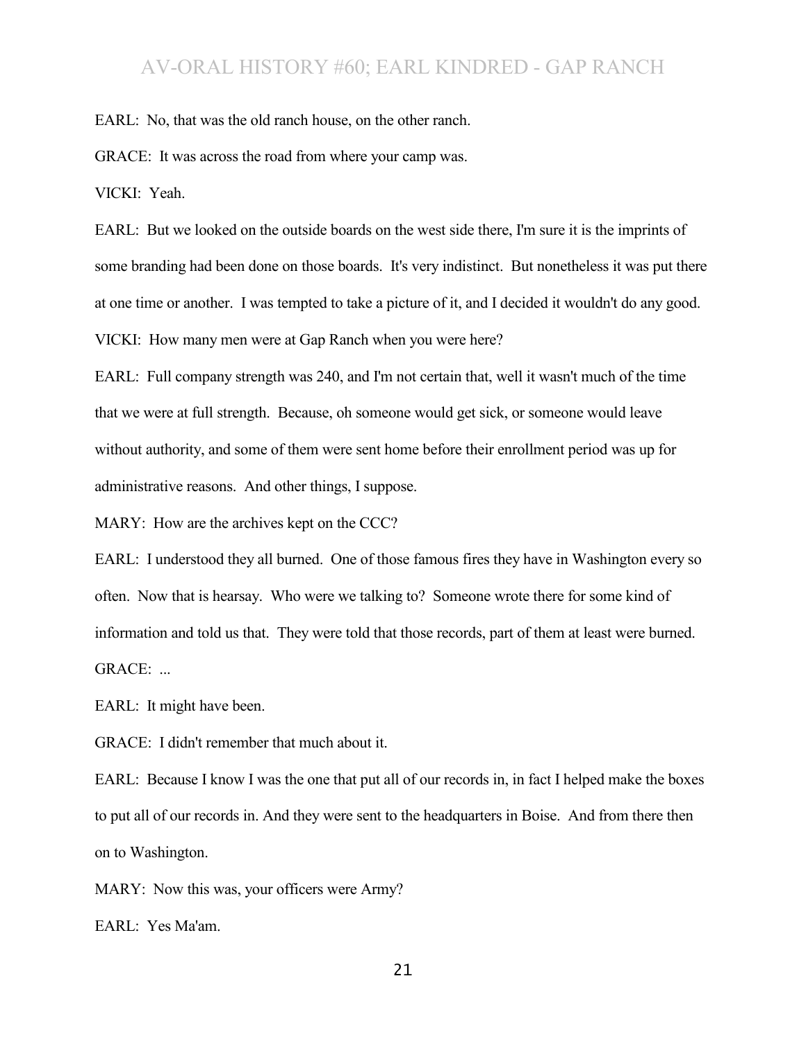EARL: No, that was the old ranch house, on the other ranch.

GRACE: It was across the road from where your camp was.

VICKI: Yeah.

EARL: But we looked on the outside boards on the west side there, I'm sure it is the imprints of some branding had been done on those boards. It's very indistinct. But nonetheless it was put there at one time or another. I was tempted to take a picture of it, and I decided it wouldn't do any good.

VICKI: How many men were at Gap Ranch when you were here?

EARL: Full company strength was 240, and I'm not certain that, well it wasn't much of the time that we were at full strength. Because, oh someone would get sick, or someone would leave without authority, and some of them were sent home before their enrollment period was up for administrative reasons. And other things, I suppose.

MARY: How are the archives kept on the CCC?

EARL: I understood they all burned. One of those famous fires they have in Washington every so often. Now that is hearsay. Who were we talking to? Someone wrote there for some kind of information and told us that. They were told that those records, part of them at least were burned.

GRACE: ...

EARL: It might have been.

GRACE: I didn't remember that much about it.

EARL: Because I know I was the one that put all of our records in, in fact I helped make the boxes to put all of our records in. And they were sent to the headquarters in Boise. And from there then on to Washington.

MARY: Now this was, your officers were Army?

EARL: Yes Ma'am.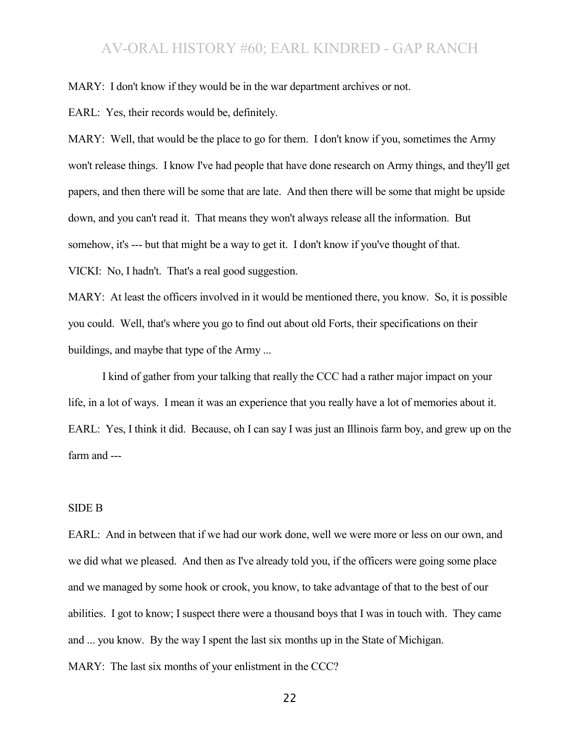MARY: I don't know if they would be in the war department archives or not.

EARL: Yes, their records would be, definitely.

MARY: Well, that would be the place to go for them. I don't know if you, sometimes the Army won't release things. I know I've had people that have done research on Army things, and they'll get papers, and then there will be some that are late. And then there will be some that might be upside down, and you can't read it. That means they won't always release all the information. But somehow, it's --- but that might be a way to get it. I don't know if you've thought of that.

VICKI: No, I hadn't. That's a real good suggestion.

MARY: At least the officers involved in it would be mentioned there, you know. So, it is possible you could. Well, that's where you go to find out about old Forts, their specifications on their buildings, and maybe that type of the Army ...

I kind of gather from your talking that really the CCC had a rather major impact on your life, in a lot of ways. I mean it was an experience that you really have a lot of memories about it.

EARL: Yes, I think it did. Because, oh I can say I was just an Illinois farm boy, and grew up on the farm and ---

SIDE B

EARL: And in between that if we had our work done, well we were more or less on our own, and we did what we pleased. And then as I've already told you, if the officers were going some place and we managed by some hook or crook, you know, to take advantage of that to the best of our abilities. I got to know; I suspect there were a thousand boys that I was in touch with. They came and ... you know. By the way I spent the last six months up in the State of Michigan.

MARY: The last six months of your enlistment in the CCC?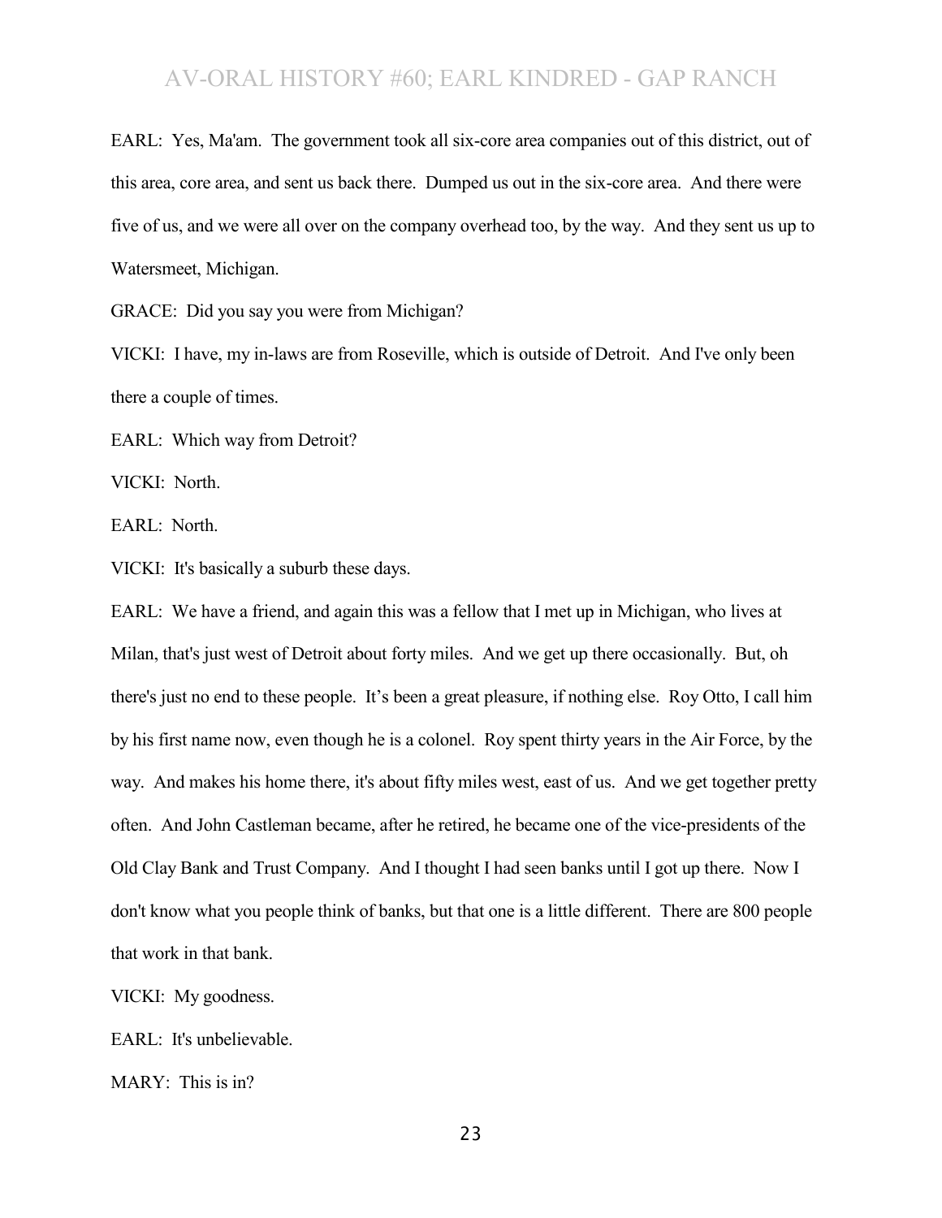EARL: Yes, Ma'am. The government took all six-core area companies out of this district, out of this area, core area, and sent us back there. Dumped us out in the six-core area. And there were five of us, and we were all over on the company overhead too, by the way. And they sent us up to Watersmeet, Michigan.

GRACE: Did you say you were from Michigan?

VICKI: I have, my in-laws are from Roseville, which is outside of Detroit. And I've only been there a couple of times.

EARL: Which way from Detroit?

VICKI: North.

EARL: North.

VICKI: It's basically a suburb these days.

EARL: We have a friend, and again this was a fellow that I met up in Michigan, who lives at Milan, that's just west of Detroit about forty miles. And we get up there occasionally. But, oh there's just no end to these people. It's been a great pleasure, if nothing else. Roy Otto, I call him by his first name now, even though he is a colonel. Roy spent thirty years in the Air Force, by the way. And makes his home there, it's about fifty miles west, east of us. And we get together pretty often. And John Castleman became, after he retired, he became one of the vice-presidents of the Old Clay Bank and Trust Company. And I thought I had seen banks until I got up there. Now I don't know what you people think of banks, but that one is a little different. There are 800 people that work in that bank.

VICKI: My goodness.

EARL: It's unbelievable.

MARY: This is in?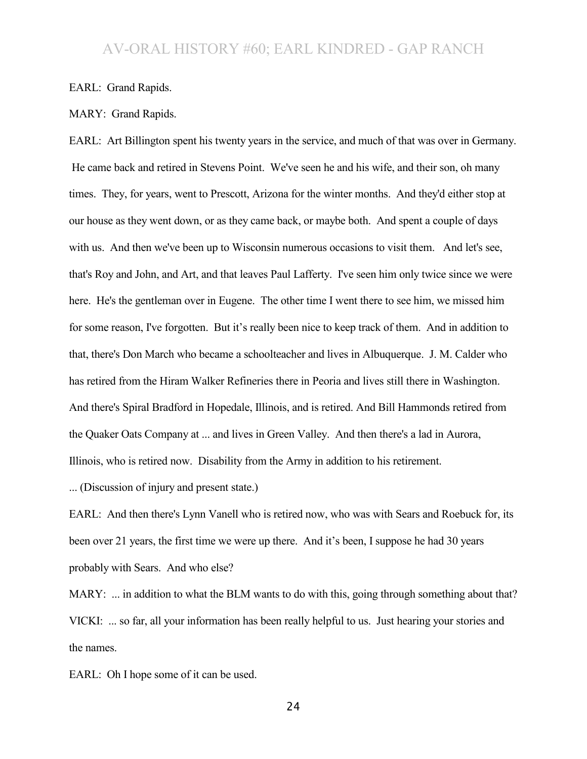EARL: Grand Rapids.

MARY: Grand Rapids.

EARL: Art Billington spent his twenty years in the service, and much of that was over in Germany. He came back and retired in Stevens Point. We've seen he and his wife, and their son, oh many times. They, for years, went to Prescott, Arizona for the winter months. And they'd either stop at our house as they went down, or as they came back, or maybe both. And spent a couple of days with us. And then we've been up to Wisconsin numerous occasions to visit them. And let's see, that's Roy and John, and Art, and that leaves Paul Lafferty. I've seen him only twice since we were here. He's the gentleman over in Eugene. The other time I went there to see him, we missed him for some reason, I've forgotten. But it's really been nice to keep track of them. And in addition to that, there's Don March who became a schoolteacher and lives in Albuquerque. J. M. Calder who has retired from the Hiram Walker Refineries there in Peoria and lives still there in Washington. And there's Spiral Bradford in Hopedale, Illinois, and is retired. And Bill Hammonds retired from the Quaker Oats Company at ... and lives in Green Valley. And then there's a lad in Aurora, Illinois, who is retired now. Disability from the Army in addition to his retirement.

... (Discussion of injury and present state.)

EARL: And then there's Lynn Vanell who is retired now, who was with Sears and Roebuck for, its been over 21 years, the first time we were up there. And it's been, I suppose he had 30 years probably with Sears. And who else?

MARY: ... in addition to what the BLM wants to do with this, going through something about that?

VICKI: ... so far, all your information has been really helpful to us. Just hearing your stories and the names.

EARL: Oh I hope some of it can be used.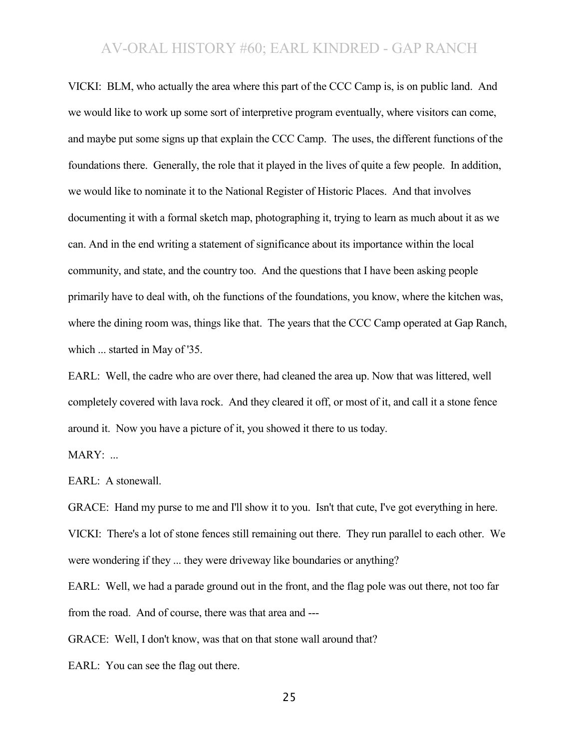VICKI: BLM, who actually the area where this part of the CCC Camp is, is on public land. And we would like to work up some sort of interpretive program eventually, where visitors can come, and maybe put some signs up that explain the CCC Camp. The uses, the different functions of the foundations there. Generally, the role that it played in the lives of quite a few people. In addition, we would like to nominate it to the National Register of Historic Places. And that involves documenting it with a formal sketch map, photographing it, trying to learn as much about it as we can. And in the end writing a statement of significance about its importance within the local community, and state, and the country too. And the questions that I have been asking people primarily have to deal with, oh the functions of the foundations, you know, where the kitchen was, where the dining room was, things like that. The years that the CCC Camp operated at Gap Ranch, which ... started in May of '35.

EARL: Well, the cadre who are over there, had cleaned the area up. Now that was littered, well completely covered with lava rock. And they cleared it off, or most of it, and call it a stone fence around it. Now you have a picture of it, you showed it there to us today.

MARY: ...

EARL: A stonewall.

GRACE: Hand my purse to me and I'll show it to you. Isn't that cute, I've got everything in here.

VICKI: There's a lot of stone fences still remaining out there. They run parallel to each other. We were wondering if they ... they were driveway like boundaries or anything?

EARL: Well, we had a parade ground out in the front, and the flag pole was out there, not too far from the road. And of course, there was that area and ---

GRACE: Well, I don't know, was that on that stone wall around that?

EARL: You can see the flag out there.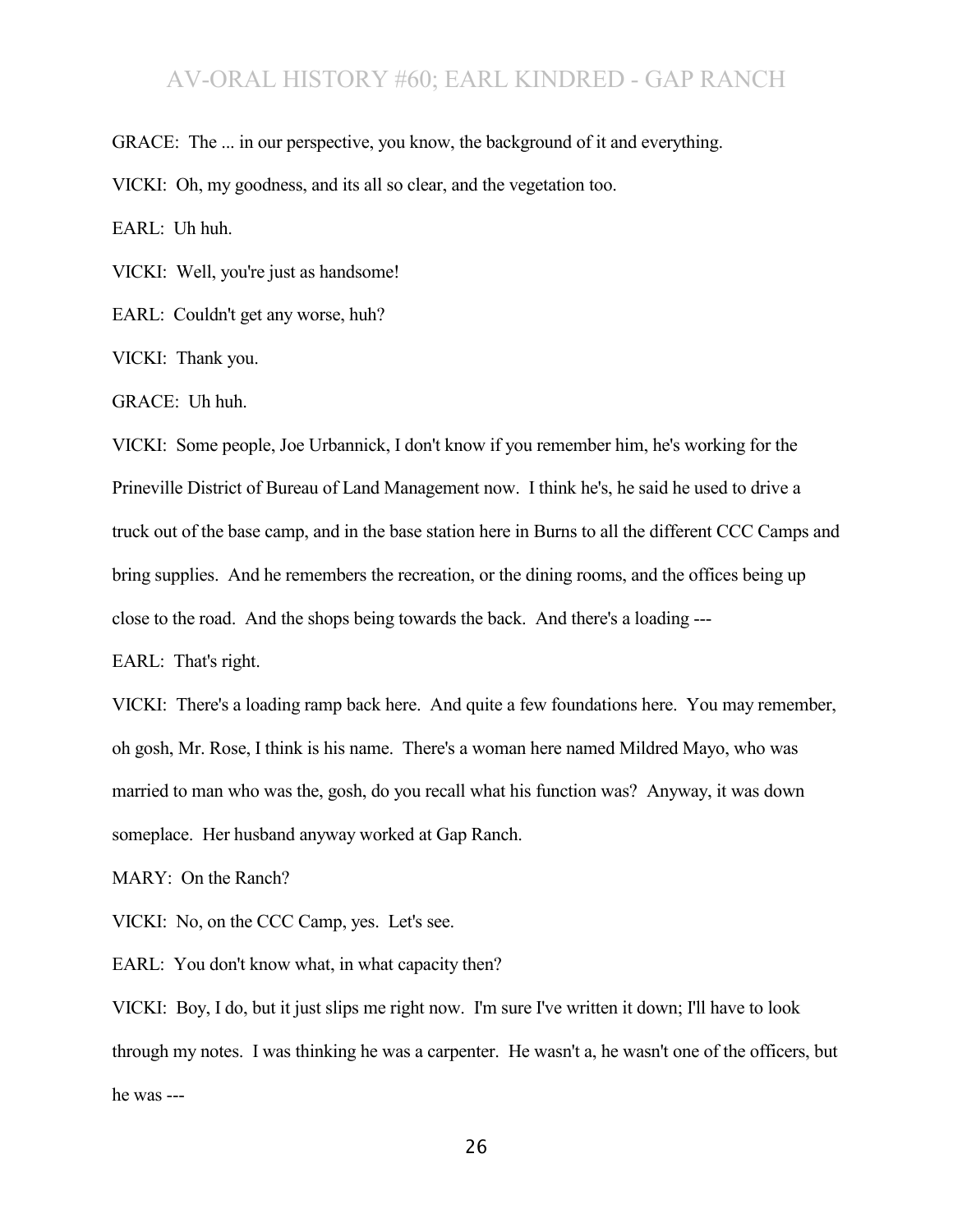GRACE: The ... in our perspective, you know, the background of it and everything.

VICKI: Oh, my goodness, and its all so clear, and the vegetation too.

EARL: Uh huh.

VICKI: Well, you're just as handsome!

EARL: Couldn't get any worse, huh?

VICKI: Thank you.

GRACE: Uh huh.

VICKI: Some people, Joe Urbannick, I don't know if you remember him, he's working for the Prineville District of Bureau of Land Management now. I think he's, he said he used to drive a truck out of the base camp, and in the base station here in Burns to all the different CCC Camps and bring supplies. And he remembers the recreation, or the dining rooms, and the offices being up close to the road. And the shops being towards the back. And there's a loading ---

EARL: That's right.

VICKI: There's a loading ramp back here. And quite a few foundations here. You may remember, oh gosh, Mr. Rose, I think is his name. There's a woman here named Mildred Mayo, who was married to man who was the, gosh, do you recall what his function was? Anyway, it was down someplace. Her husband anyway worked at Gap Ranch.

MARY: On the Ranch?

VICKI: No, on the CCC Camp, yes. Let's see.

EARL: You don't know what, in what capacity then?

VICKI: Boy, I do, but it just slips me right now. I'm sure I've written it down; I'll have to look through my notes. I was thinking he was a carpenter. He wasn't a, he wasn't one of the officers, but he was ---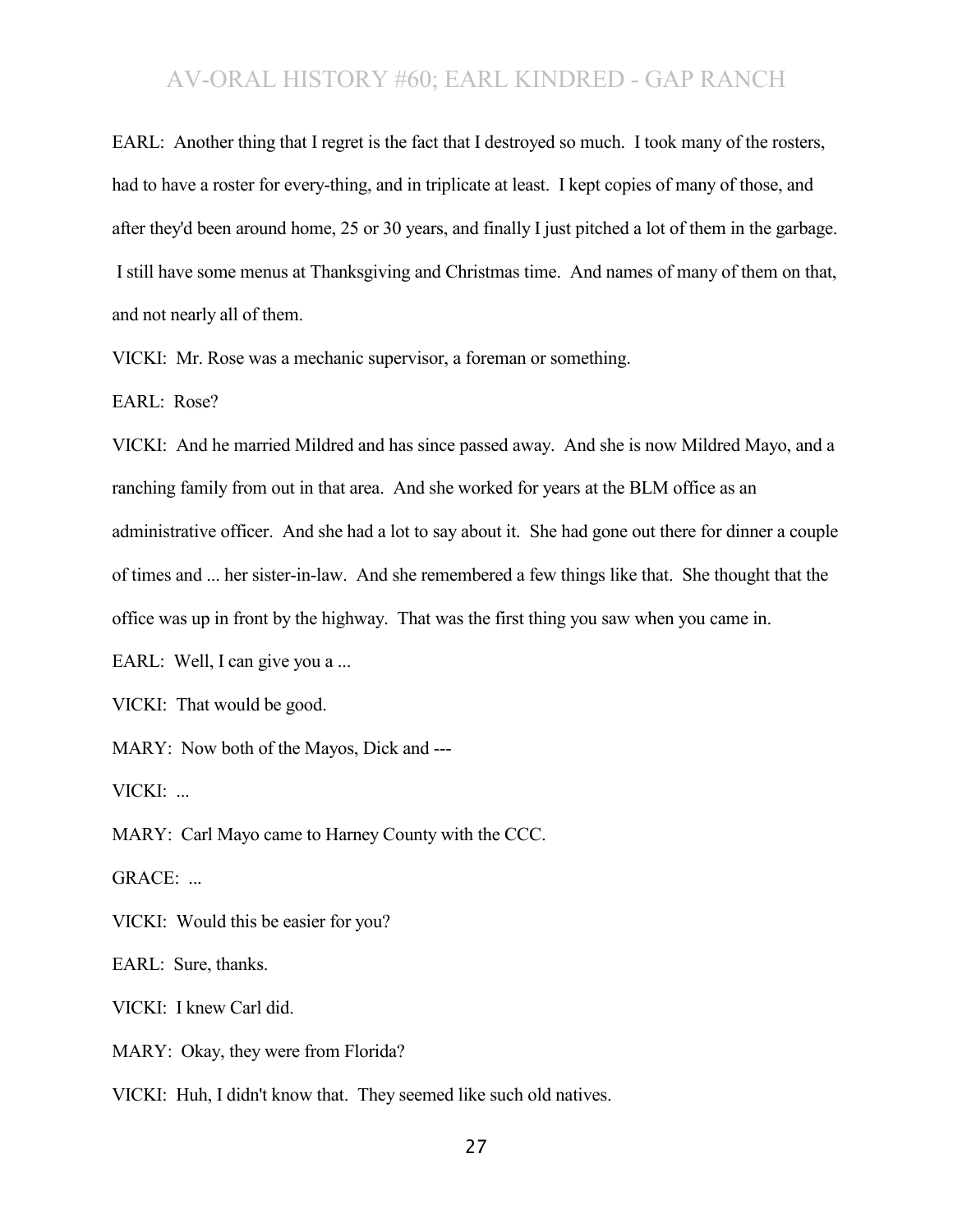EARL: Another thing that I regret is the fact that I destroyed so much. I took many of the rosters, had to have a roster for every-thing, and in triplicate at least. I kept copies of many of those, and after they'd been around home, 25 or 30 years, and finally I just pitched a lot of them in the garbage. I still have some menus at Thanksgiving and Christmas time. And names of many of them on that, and not nearly all of them.

VICKI: Mr. Rose was a mechanic supervisor, a foreman or something.

EARL: Rose?

VICKI: And he married Mildred and has since passed away. And she is now Mildred Mayo, and a ranching family from out in that area. And she worked for years at the BLM office as an administrative officer. And she had a lot to say about it. She had gone out there for dinner a couple of times and ... her sister-in-law. And she remembered a few things like that. She thought that the office was up in front by the highway. That was the first thing you saw when you came in.

EARL: Well, I can give you a ...

VICKI: That would be good.

MARY: Now both of the Mayos, Dick and ---

VICKI: ...

MARY: Carl Mayo came to Harney County with the CCC.

GRACE: ...

VICKI: Would this be easier for you?

EARL: Sure, thanks.

VICKI: I knew Carl did.

MARY: Okay, they were from Florida?

VICKI: Huh, I didn't know that. They seemed like such old natives.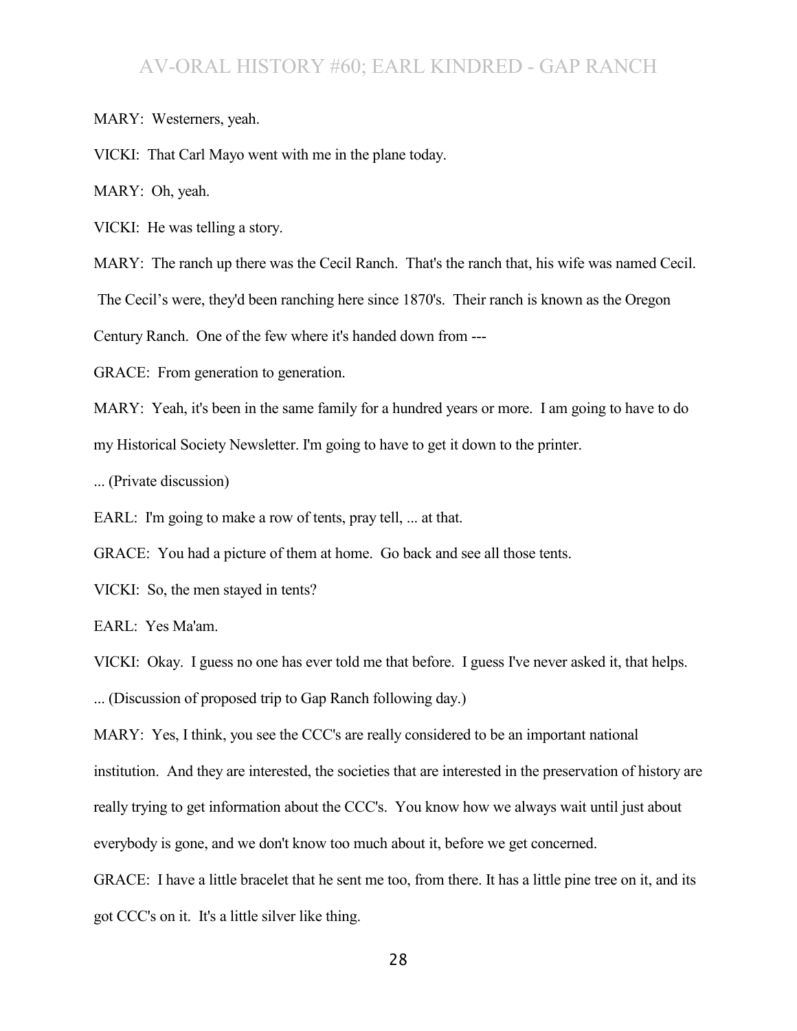MARY: Westerners, yeah.

VICKI: That Carl Mayo went with me in the plane today.

MARY: Oh, yeah.

VICKI: He was telling a story.

MARY: The ranch up there was the Cecil Ranch. That's the ranch that, his wife was named Cecil. The Cecil's were, they'd been ranching here since 1870's. Their ranch is known as the Oregon Century Ranch. One of the few where it's handed down from ---

GRACE: From generation to generation.

MARY: Yeah, it's been in the same family for a hundred years or more. I am going to have to do my Historical Society Newsletter. I'm going to have to get it down to the printer.

... (Private discussion)

EARL: I'm going to make a row of tents, pray tell, ... at that.

GRACE: You had a picture of them at home. Go back and see all those tents.

VICKI: So, the men stayed in tents?

EARL: Yes Ma'am.

VICKI: Okay. I guess no one has ever told me that before. I guess I've never asked it, that helps.

... (Discussion of proposed trip to Gap Ranch following day.)

MARY: Yes, I think, you see the CCC's are really considered to be an important national institution. And they are interested, the societies that are interested in the preservation of history are really trying to get information about the CCC's. You know how we always wait until just about everybody is gone, and we don't know too much about it, before we get concerned.

GRACE: I have a little bracelet that he sent me too, from there. It has a little pine tree on it, and its got CCC's on it. It's a little silver like thing.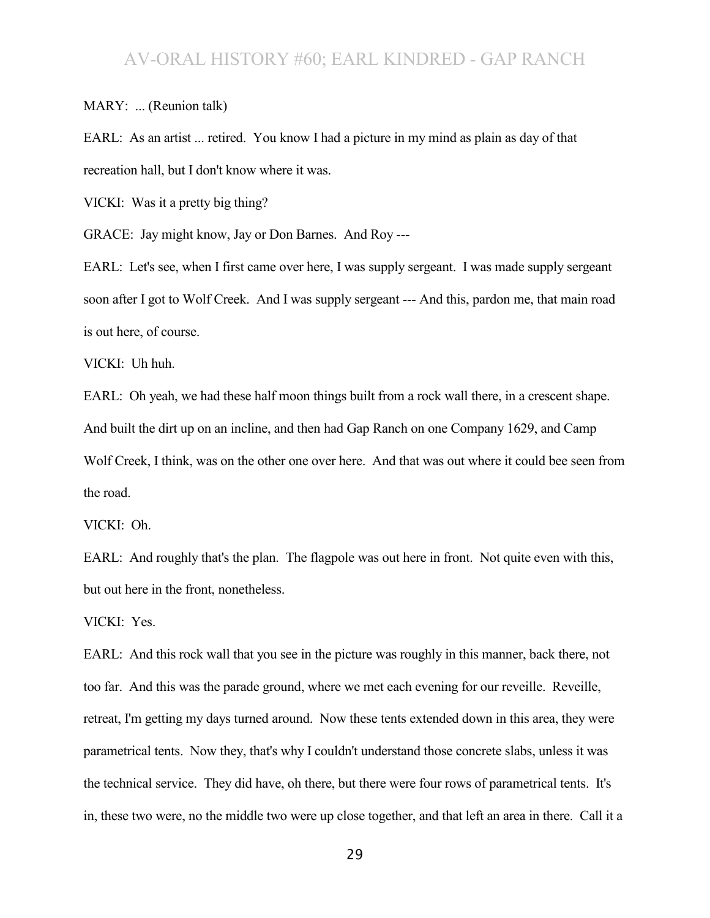MARY: ... (Reunion talk)

EARL: As an artist ... retired. You know I had a picture in my mind as plain as day of that recreation hall, but I don't know where it was.

VICKI: Was it a pretty big thing?

GRACE: Jay might know, Jay or Don Barnes. And Roy ---

EARL: Let's see, when I first came over here, I was supply sergeant. I was made supply sergeant soon after I got to Wolf Creek. And I was supply sergeant --- And this, pardon me, that main road is out here, of course.

VICKI: Uh huh.

EARL: Oh yeah, we had these half moon things built from a rock wall there, in a crescent shape. And built the dirt up on an incline, and then had Gap Ranch on one Company 1629, and Camp Wolf Creek, I think, was on the other one over here. And that was out where it could bee seen from the road.

VICKI: Oh.

EARL: And roughly that's the plan. The flagpole was out here in front. Not quite even with this, but out here in the front, nonetheless.

VICKI: Yes.

EARL: And this rock wall that you see in the picture was roughly in this manner, back there, not too far. And this was the parade ground, where we met each evening for our reveille. Reveille, retreat, I'm getting my days turned around. Now these tents extended down in this area, they were parametrical tents. Now they, that's why I couldn't understand those concrete slabs, unless it was the technical service. They did have, oh there, but there were four rows of parametrical tents. It's in, these two were, no the middle two were up close together, and that left an area in there. Call it a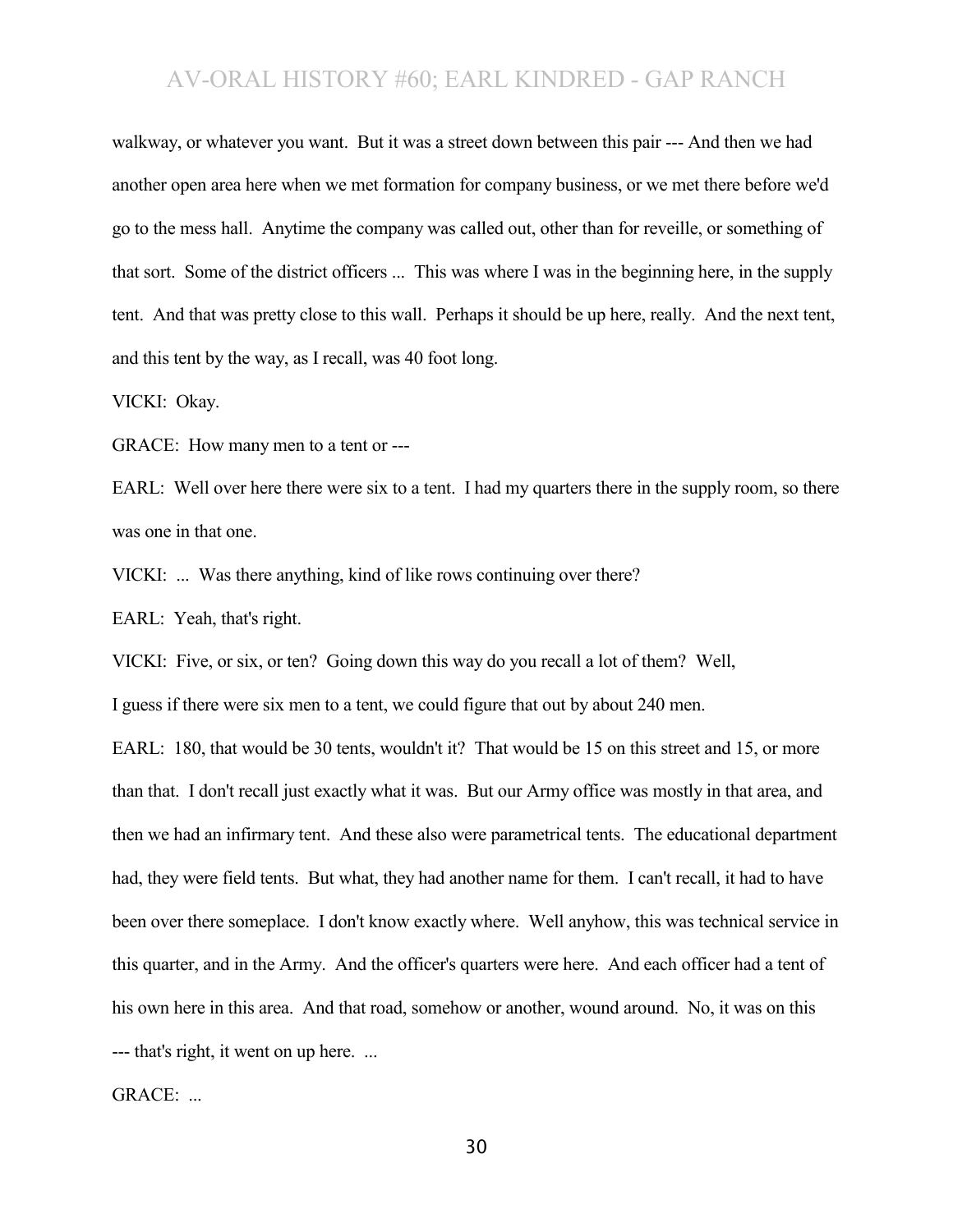walkway, or whatever you want. But it was a street down between this pair --- And then we had another open area here when we met formation for company business, or we met there before we'd go to the mess hall. Anytime the company was called out, other than for reveille, or something of that sort. Some of the district officers ... This was where I was in the beginning here, in the supply tent. And that was pretty close to this wall. Perhaps it should be up here, really. And the next tent, and this tent by the way, as I recall, was 40 foot long.

VICKI: Okay.

GRACE: How many men to a tent or ---

EARL: Well over here there were six to a tent. I had my quarters there in the supply room, so there was one in that one.

VICKI: ... Was there anything, kind of like rows continuing over there?

EARL: Yeah, that's right.

VICKI: Five, or six, or ten? Going down this way do you recall a lot of them? Well, I guess if there were six men to a tent, we could figure that out by about 240 men.

EARL: 180, that would be 30 tents, wouldn't it? That would be 15 on this street and 15, or more than that. I don't recall just exactly what it was. But our Army office was mostly in that area, and then we had an infirmary tent. And these also were parametrical tents. The educational department had, they were field tents. But what, they had another name for them. I can't recall, it had to have been over there someplace. I don't know exactly where. Well anyhow, this was technical service in this quarter, and in the Army. And the officer's quarters were here. And each officer had a tent of his own here in this area. And that road, somehow or another, wound around. No, it was on this --- that's right, it went on up here. ...

GRACE: ...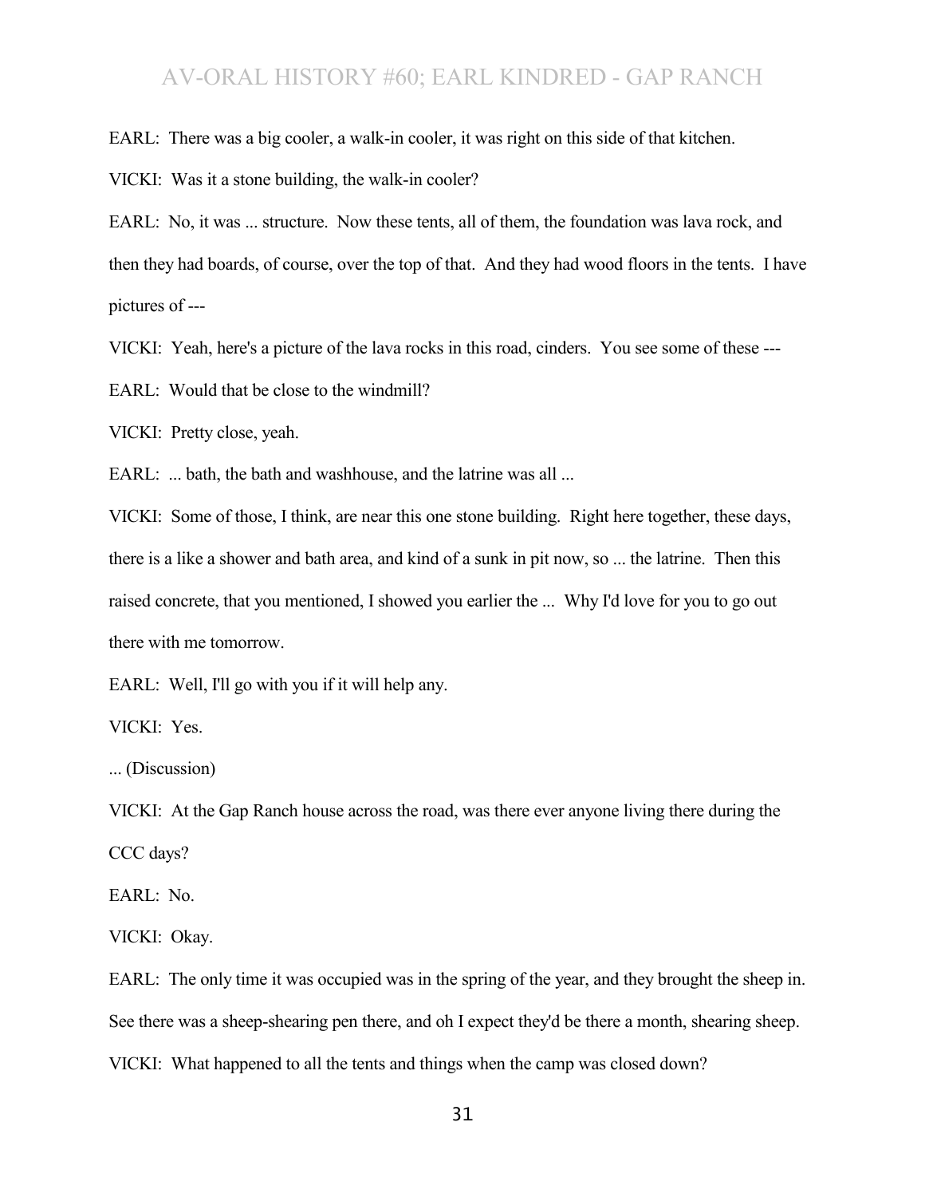EARL: There was a big cooler, a walk-in cooler, it was right on this side of that kitchen.

VICKI: Was it a stone building, the walk-in cooler?

EARL: No, it was ... structure. Now these tents, all of them, the foundation was lava rock, and then they had boards, of course, over the top of that. And they had wood floors in the tents. I have pictures of ---

VICKI: Yeah, here's a picture of the lava rocks in this road, cinders. You see some of these ---

EARL: Would that be close to the windmill?

VICKI: Pretty close, yeah.

EARL: ... bath, the bath and washhouse, and the latrine was all ...

VICKI: Some of those, I think, are near this one stone building. Right here together, these days, there is a like a shower and bath area, and kind of a sunk in pit now, so ... the latrine. Then this raised concrete, that you mentioned, I showed you earlier the ... Why I'd love for you to go out there with me tomorrow.

EARL: Well, I'll go with you if it will help any.

VICKI: Yes.

... (Discussion)

VICKI: At the Gap Ranch house across the road, was there ever anyone living there during the CCC days?

EARL: No.

VICKI: Okay.

EARL: The only time it was occupied was in the spring of the year, and they brought the sheep in. See there was a sheep-shearing pen there, and oh I expect they'd be there a month, shearing sheep.

VICKI: What happened to all the tents and things when the camp was closed down?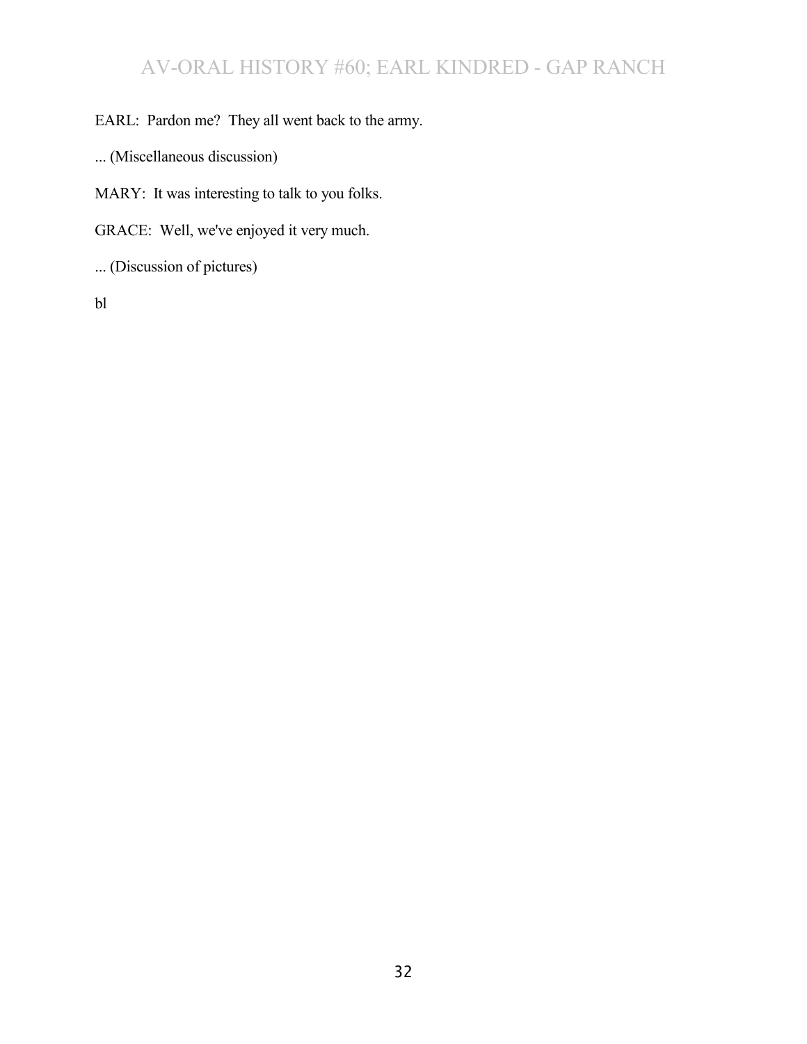EARL: Pardon me? They all went back to the army.

... (Miscellaneous discussion)

MARY: It was interesting to talk to you folks.

GRACE: Well, we've enjoyed it very much.

... (Discussion of pictures)

bl